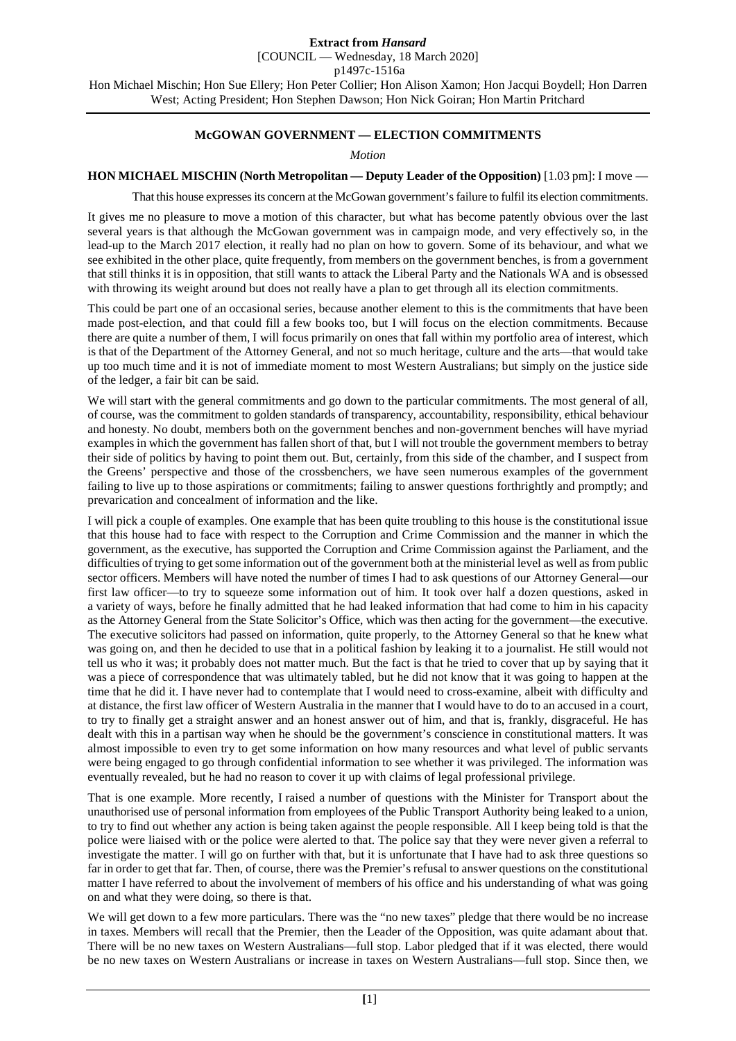**Extract from *Hansard***
[COUNCIL — Wednesday, 18 March 2020]
p1497c-1516a
Hon Michael Mischin; Hon Sue Ellery; Hon Peter Collier; Hon Alison Xamon; Hon Jacqui Boydell; Hon Darren West; Acting President; Hon Stephen Dawson; Hon Nick Goiran; Hon Martin Pritchard

## McGOWAN GOVERNMENT — ELECTION COMMITMENTS

*Motion*

**HON MICHAEL MISCHIN (North Metropolitan — Deputy Leader of the Opposition)** [1.03 pm]: I move —

> That this house expresses its concern at the McGowan government's failure to fulfil its election commitments.

It gives me no pleasure to move a motion of this character, but what has become patently obvious over the last several years is that although the McGowan government was in campaign mode, and very effectively so, in the lead-up to the March 2017 election, it really had no plan on how to govern. Some of its behaviour, and what we see exhibited in the other place, quite frequently, from members on the government benches, is from a government that still thinks it is in opposition, that still wants to attack the Liberal Party and the Nationals WA and is obsessed with throwing its weight around but does not really have a plan to get through all its election commitments.

This could be part one of an occasional series, because another element to this is the commitments that have been made post-election, and that could fill a few books too, but I will focus on the election commitments. Because there are quite a number of them, I will focus primarily on ones that fall within my portfolio area of interest, which is that of the Department of the Attorney General, and not so much heritage, culture and the arts—that would take up too much time and it is not of immediate moment to most Western Australians; but simply on the justice side of the ledger, a fair bit can be said.

We will start with the general commitments and go down to the particular commitments. The most general of all, of course, was the commitment to golden standards of transparency, accountability, responsibility, ethical behaviour and honesty. No doubt, members both on the government benches and non-government benches will have myriad examples in which the government has fallen short of that, but I will not trouble the government members to betray their side of politics by having to point them out. But, certainly, from this side of the chamber, and I suspect from the Greens' perspective and those of the crossbenchers, we have seen numerous examples of the government failing to live up to those aspirations or commitments; failing to answer questions forthrightly and promptly; and prevarication and concealment of information and the like.

I will pick a couple of examples. One example that has been quite troubling to this house is the constitutional issue that this house had to face with respect to the Corruption and Crime Commission and the manner in which the government, as the executive, has supported the Corruption and Crime Commission against the Parliament, and the difficulties of trying to get some information out of the government both at the ministerial level as well as from public sector officers. Members will have noted the number of times I had to ask questions of our Attorney General—our first law officer—to try to squeeze some information out of him. It took over half a dozen questions, asked in a variety of ways, before he finally admitted that he had leaked information that had come to him in his capacity as the Attorney General from the State Solicitor's Office, which was then acting for the government—the executive. The executive solicitors had passed on information, quite properly, to the Attorney General so that he knew what was going on, and then he decided to use that in a political fashion by leaking it to a journalist. He still would not tell us who it was; it probably does not matter much. But the fact is that he tried to cover that up by saying that it was a piece of correspondence that was ultimately tabled, but he did not know that it was going to happen at the time that he did it. I have never had to contemplate that I would need to cross-examine, albeit with difficulty and at distance, the first law officer of Western Australia in the manner that I would have to do to an accused in a court, to try to finally get a straight answer and an honest answer out of him, and that is, frankly, disgraceful. He has dealt with this in a partisan way when he should be the government's conscience in constitutional matters. It was almost impossible to even try to get some information on how many resources and what level of public servants were being engaged to go through confidential information to see whether it was privileged. The information was eventually revealed, but he had no reason to cover it up with claims of legal professional privilege.

That is one example. More recently, I raised a number of questions with the Minister for Transport about the unauthorised use of personal information from employees of the Public Transport Authority being leaked to a union, to try to find out whether any action is being taken against the people responsible. All I keep being told is that the police were liaised with or the police were alerted to that. The police say that they were never given a referral to investigate the matter. I will go on further with that, but it is unfortunate that I have had to ask three questions so far in order to get that far. Then, of course, there was the Premier's refusal to answer questions on the constitutional matter I have referred to about the involvement of members of his office and his understanding of what was going on and what they were doing, so there is that.

We will get down to a few more particulars. There was the "no new taxes" pledge that there would be no increase in taxes. Members will recall that the Premier, then the Leader of the Opposition, was quite adamant about that. There will be no new taxes on Western Australians—full stop. Labor pledged that if it was elected, there would be no new taxes on Western Australians or increase in taxes on Western Australians—full stop. Since then, we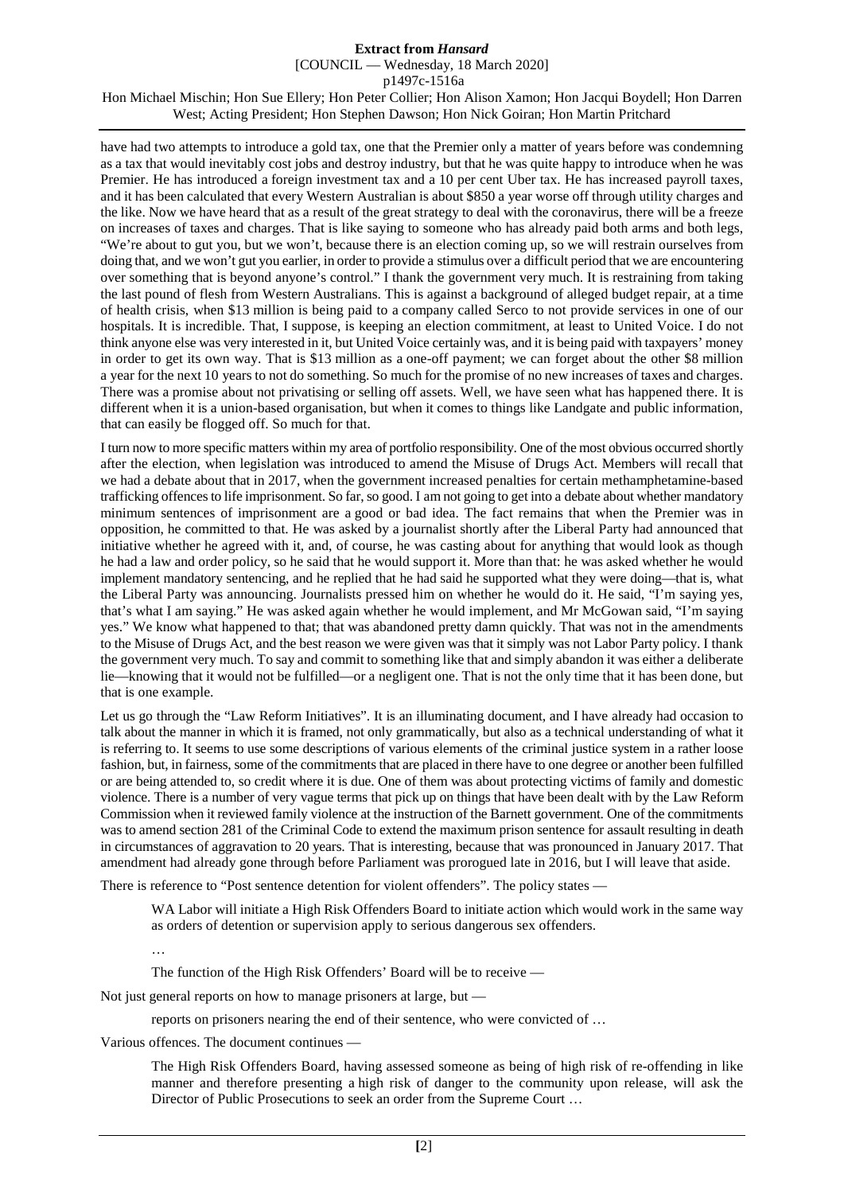have had two attempts to introduce a gold tax, one that the Premier only a matter of years before was condemning as a tax that would inevitably cost jobs and destroy industry, but that he was quite happy to introduce when he was Premier. He has introduced a foreign investment tax and a 10 per cent Uber tax. He has increased payroll taxes, and it has been calculated that every Western Australian is about $850 a year worse off through utility charges and the like. Now we have heard that as a result of the great strategy to deal with the coronavirus, there will be a freeze on increases of taxes and charges. That is like saying to someone who has already paid both arms and both legs, "We're about to gut you, but we won't, because there is an election coming up, so we will restrain ourselves from doing that, and we won't gut you earlier, in order to provide a stimulus over a difficult period that we are encountering over something that is beyond anyone's control." I thank the government very much. It is restraining from taking the last pound of flesh from Western Australians. This is against a background of alleged budget repair, at a time of health crisis, when $13 million is being paid to a company called Serco to not provide services in one of our hospitals. It is incredible. That, I suppose, is keeping an election commitment, at least to United Voice. I do not think anyone else was very interested in it, but United Voice certainly was, and it is being paid with taxpayers' money in order to get its own way. That is $13 million as a one-off payment; we can forget about the other $8 million a year for the next 10 years to not do something. So much for the promise of no new increases of taxes and charges. There was a promise about not privatising or selling off assets. Well, we have seen what has happened there. It is different when it is a union-based organisation, but when it comes to things like Landgate and public information, that can easily be flogged off. So much for that.

I turn now to more specific matters within my area of portfolio responsibility. One of the most obvious occurred shortly after the election, when legislation was introduced to amend the Misuse of Drugs Act. Members will recall that we had a debate about that in 2017, when the government increased penalties for certain methamphetamine-based trafficking offences to life imprisonment. So far, so good. I am not going to get into a debate about whether mandatory minimum sentences of imprisonment are a good or bad idea. The fact remains that when the Premier was in opposition, he committed to that. He was asked by a journalist shortly after the Liberal Party had announced that initiative whether he agreed with it, and, of course, he was casting about for anything that would look as though he had a law and order policy, so he said that he would support it. More than that: he was asked whether he would implement mandatory sentencing, and he replied that he had said he supported what they were doing—that is, what the Liberal Party was announcing. Journalists pressed him on whether he would do it. He said, "I'm saying yes, that's what I am saying." He was asked again whether he would implement, and Mr McGowan said, "I'm saying yes." We know what happened to that; that was abandoned pretty damn quickly. That was not in the amendments to the Misuse of Drugs Act, and the best reason we were given was that it simply was not Labor Party policy. I thank the government very much. To say and commit to something like that and simply abandon it was either a deliberate lie—knowing that it would not be fulfilled—or a negligent one. That is not the only time that it has been done, but that is one example.

Let us go through the "Law Reform Initiatives". It is an illuminating document, and I have already had occasion to talk about the manner in which it is framed, not only grammatically, but also as a technical understanding of what it is referring to. It seems to use some descriptions of various elements of the criminal justice system in a rather loose fashion, but, in fairness, some of the commitments that are placed in there have to one degree or another been fulfilled or are being attended to, so credit where it is due. One of them was about protecting victims of family and domestic violence. There is a number of very vague terms that pick up on things that have been dealt with by the Law Reform Commission when it reviewed family violence at the instruction of the Barnett government. One of the commitments was to amend section 281 of the Criminal Code to extend the maximum prison sentence for assault resulting in death in circumstances of aggravation to 20 years. That is interesting, because that was pronounced in January 2017. That amendment had already gone through before Parliament was prorogued late in 2016, but I will leave that aside.

There is reference to "Post sentence detention for violent offenders". The policy states —

> WA Labor will initiate a High Risk Offenders Board to initiate action which would work in the same way as orders of detention or supervision apply to serious dangerous sex offenders.
>
> …
>
> The function of the High Risk Offenders' Board will be to receive —

Not just general reports on how to manage prisoners at large, but —

> reports on prisoners nearing the end of their sentence, who were convicted of …

Various offences. The document continues —

> The High Risk Offenders Board, having assessed someone as being of high risk of re-offending in like manner and therefore presenting a high risk of danger to the community upon release, will ask the Director of Public Prosecutions to seek an order from the Supreme Court …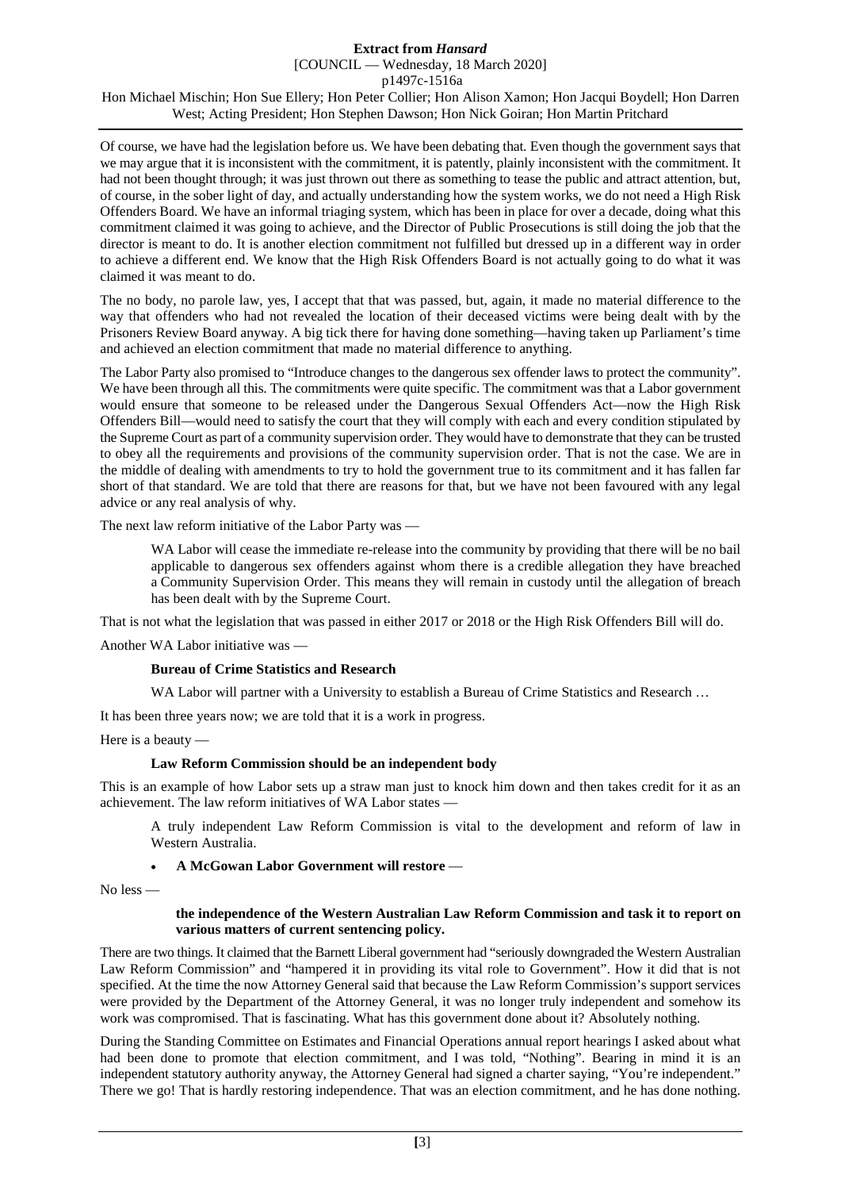Of course, we have had the legislation before us. We have been debating that. Even though the government says that we may argue that it is inconsistent with the commitment, it is patently, plainly inconsistent with the commitment. It had not been thought through; it was just thrown out there as something to tease the public and attract attention, but, of course, in the sober light of day, and actually understanding how the system works, we do not need a High Risk Offenders Board. We have an informal triaging system, which has been in place for over a decade, doing what this commitment claimed it was going to achieve, and the Director of Public Prosecutions is still doing the job that the director is meant to do. It is another election commitment not fulfilled but dressed up in a different way in order to achieve a different end. We know that the High Risk Offenders Board is not actually going to do what it was claimed it was meant to do.

The no body, no parole law, yes, I accept that that was passed, but, again, it made no material difference to the way that offenders who had not revealed the location of their deceased victims were being dealt with by the Prisoners Review Board anyway. A big tick there for having done something—having taken up Parliament's time and achieved an election commitment that made no material difference to anything.

The Labor Party also promised to "Introduce changes to the dangerous sex offender laws to protect the community". We have been through all this. The commitments were quite specific. The commitment was that a Labor government would ensure that someone to be released under the Dangerous Sexual Offenders Act—now the High Risk Offenders Bill—would need to satisfy the court that they will comply with each and every condition stipulated by the Supreme Court as part of a community supervision order. They would have to demonstrate that they can be trusted to obey all the requirements and provisions of the community supervision order. That is not the case. We are in the middle of dealing with amendments to try to hold the government true to its commitment and it has fallen far short of that standard. We are told that there are reasons for that, but we have not been favoured with any legal advice or any real analysis of why.

The next law reform initiative of the Labor Party was —

> WA Labor will cease the immediate re-release into the community by providing that there will be no bail applicable to dangerous sex offenders against whom there is a credible allegation they have breached a Community Supervision Order. This means they will remain in custody until the allegation of breach has been dealt with by the Supreme Court.

That is not what the legislation that was passed in either 2017 or 2018 or the High Risk Offenders Bill will do.

Another WA Labor initiative was —

> **Bureau of Crime Statistics and Research**
>
> WA Labor will partner with a University to establish a Bureau of Crime Statistics and Research …

It has been three years now; we are told that it is a work in progress.

Here is a beauty —

> **Law Reform Commission should be an independent body**

This is an example of how Labor sets up a straw man just to knock him down and then takes credit for it as an achievement. The law reform initiatives of WA Labor states —

> A truly independent Law Reform Commission is vital to the development and reform of law in Western Australia.
>
> - **A McGowan Labor Government will restore** —

No less —

> **the independence of the Western Australian Law Reform Commission and task it to report on various matters of current sentencing policy.**

There are two things. It claimed that the Barnett Liberal government had "seriously downgraded the Western Australian Law Reform Commission" and "hampered it in providing its vital role to Government". How it did that is not specified. At the time the now Attorney General said that because the Law Reform Commission's support services were provided by the Department of the Attorney General, it was no longer truly independent and somehow its work was compromised. That is fascinating. What has this government done about it? Absolutely nothing.

During the Standing Committee on Estimates and Financial Operations annual report hearings I asked about what had been done to promote that election commitment, and I was told, "Nothing". Bearing in mind it is an independent statutory authority anyway, the Attorney General had signed a charter saying, "You're independent." There we go! That is hardly restoring independence. That was an election commitment, and he has done nothing.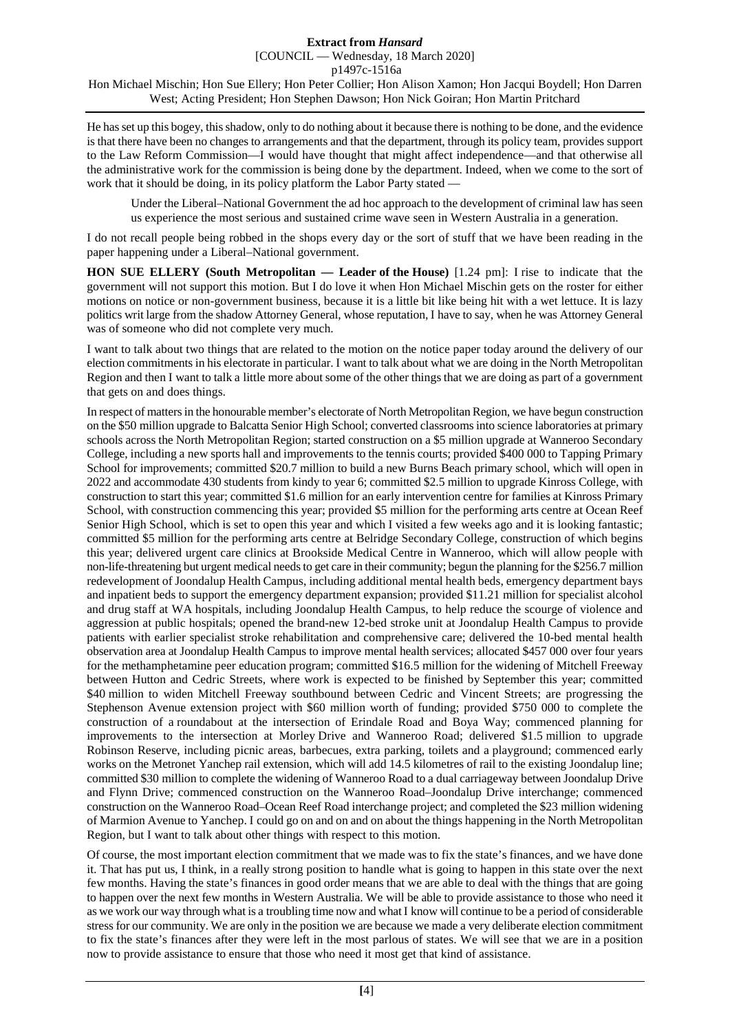He has set up this bogey, this shadow, only to do nothing about it because there is nothing to be done, and the evidence is that there have been no changes to arrangements and that the department, through its policy team, provides support to the Law Reform Commission—I would have thought that might affect independence—and that otherwise all the administrative work for the commission is being done by the department. Indeed, when we come to the sort of work that it should be doing, in its policy platform the Labor Party stated —

> Under the Liberal–National Government the ad hoc approach to the development of criminal law has seen us experience the most serious and sustained crime wave seen in Western Australia in a generation.

I do not recall people being robbed in the shops every day or the sort of stuff that we have been reading in the paper happening under a Liberal–National government.

**HON SUE ELLERY (South Metropolitan — Leader of the House)** [1.24 pm]: I rise to indicate that the government will not support this motion. But I do love it when Hon Michael Mischin gets on the roster for either motions on notice or non-government business, because it is a little bit like being hit with a wet lettuce. It is lazy politics writ large from the shadow Attorney General, whose reputation, I have to say, when he was Attorney General was of someone who did not complete very much.

I want to talk about two things that are related to the motion on the notice paper today around the delivery of our election commitments in his electorate in particular. I want to talk about what we are doing in the North Metropolitan Region and then I want to talk a little more about some of the other things that we are doing as part of a government that gets on and does things.

In respect of matters in the honourable member's electorate of North Metropolitan Region, we have begun construction on the $50 million upgrade to Balcatta Senior High School; converted classrooms into science laboratories at primary schools across the North Metropolitan Region; started construction on a $5 million upgrade at Wanneroo Secondary College, including a new sports hall and improvements to the tennis courts; provided $400 000 to Tapping Primary School for improvements; committed $20.7 million to build a new Burns Beach primary school, which will open in 2022 and accommodate 430 students from kindy to year 6; committed $2.5 million to upgrade Kinross College, with construction to start this year; committed $1.6 million for an early intervention centre for families at Kinross Primary School, with construction commencing this year; provided $5 million for the performing arts centre at Ocean Reef Senior High School, which is set to open this year and which I visited a few weeks ago and it is looking fantastic; committed $5 million for the performing arts centre at Belridge Secondary College, construction of which begins this year; delivered urgent care clinics at Brookside Medical Centre in Wanneroo, which will allow people with non-life-threatening but urgent medical needs to get care in their community; begun the planning for the $256.7 million redevelopment of Joondalup Health Campus, including additional mental health beds, emergency department bays and inpatient beds to support the emergency department expansion; provided $11.21 million for specialist alcohol and drug staff at WA hospitals, including Joondalup Health Campus, to help reduce the scourge of violence and aggression at public hospitals; opened the brand-new 12-bed stroke unit at Joondalup Health Campus to provide patients with earlier specialist stroke rehabilitation and comprehensive care; delivered the 10-bed mental health observation area at Joondalup Health Campus to improve mental health services; allocated $457 000 over four years for the methamphetamine peer education program; committed $16.5 million for the widening of Mitchell Freeway between Hutton and Cedric Streets, where work is expected to be finished by September this year; committed $40 million to widen Mitchell Freeway southbound between Cedric and Vincent Streets; are progressing the Stephenson Avenue extension project with $60 million worth of funding; provided $750 000 to complete the construction of a roundabout at the intersection of Erindale Road and Boya Way; commenced planning for improvements to the intersection at Morley Drive and Wanneroo Road; delivered $1.5 million to upgrade Robinson Reserve, including picnic areas, barbecues, extra parking, toilets and a playground; commenced early works on the Metronet Yanchep rail extension, which will add 14.5 kilometres of rail to the existing Joondalup line; committed $30 million to complete the widening of Wanneroo Road to a dual carriageway between Joondalup Drive and Flynn Drive; commenced construction on the Wanneroo Road–Joondalup Drive interchange; commenced construction on the Wanneroo Road–Ocean Reef Road interchange project; and completed the $23 million widening of Marmion Avenue to Yanchep. I could go on and on and on about the things happening in the North Metropolitan Region, but I want to talk about other things with respect to this motion.

Of course, the most important election commitment that we made was to fix the state's finances, and we have done it. That has put us, I think, in a really strong position to handle what is going to happen in this state over the next few months. Having the state's finances in good order means that we are able to deal with the things that are going to happen over the next few months in Western Australia. We will be able to provide assistance to those who need it as we work our way through what is a troubling time now and what I know will continue to be a period of considerable stress for our community. We are only in the position we are because we made a very deliberate election commitment to fix the state's finances after they were left in the most parlous of states. We will see that we are in a position now to provide assistance to ensure that those who need it most get that kind of assistance.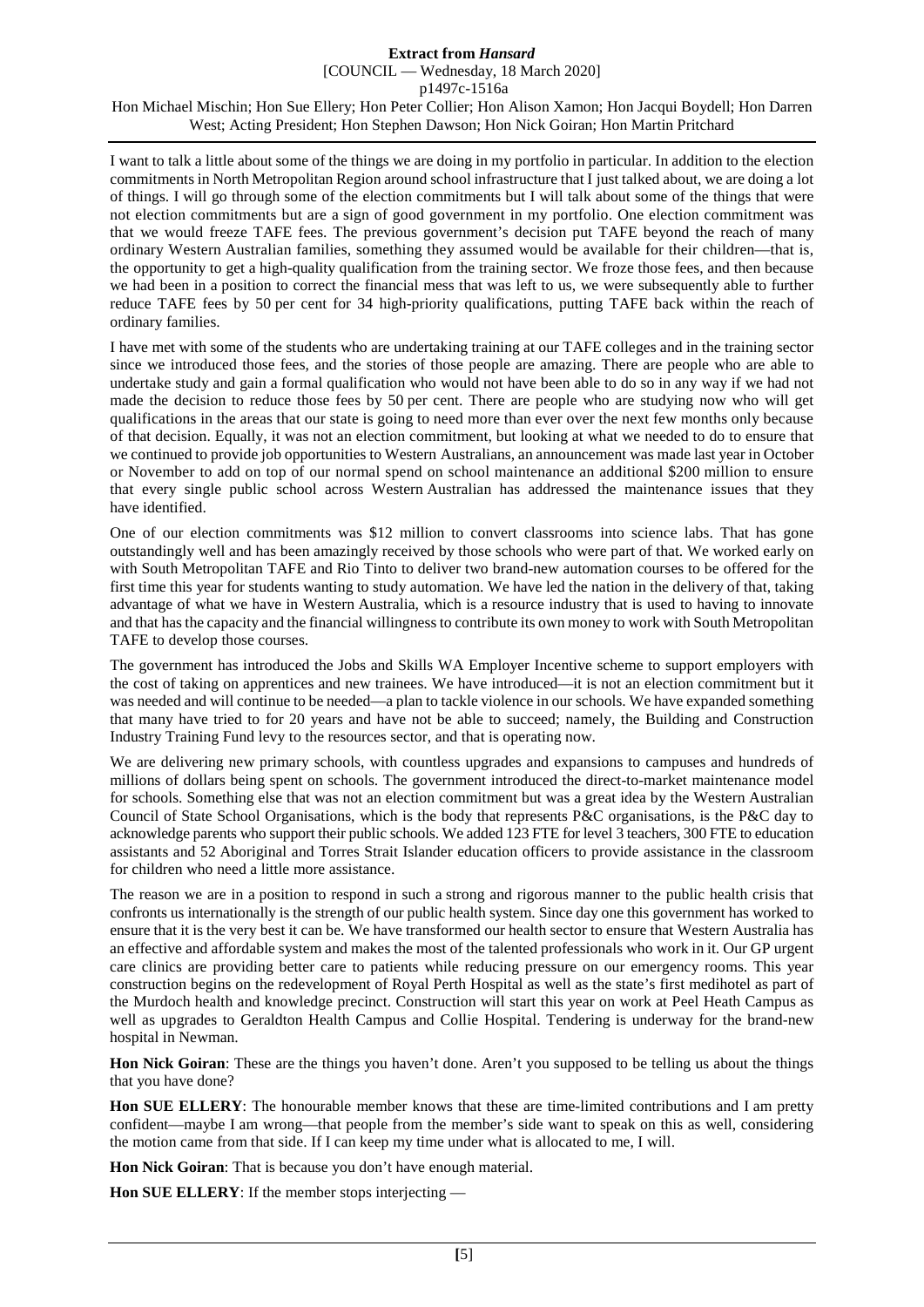I want to talk a little about some of the things we are doing in my portfolio in particular. In addition to the election commitments in North Metropolitan Region around school infrastructure that I just talked about, we are doing a lot of things. I will go through some of the election commitments but I will talk about some of the things that were not election commitments but are a sign of good government in my portfolio. One election commitment was that we would freeze TAFE fees. The previous government's decision put TAFE beyond the reach of many ordinary Western Australian families, something they assumed would be available for their children—that is, the opportunity to get a high-quality qualification from the training sector. We froze those fees, and then because we had been in a position to correct the financial mess that was left to us, we were subsequently able to further reduce TAFE fees by 50 per cent for 34 high-priority qualifications, putting TAFE back within the reach of ordinary families.

I have met with some of the students who are undertaking training at our TAFE colleges and in the training sector since we introduced those fees, and the stories of those people are amazing. There are people who are able to undertake study and gain a formal qualification who would not have been able to do so in any way if we had not made the decision to reduce those fees by 50 per cent. There are people who are studying now who will get qualifications in the areas that our state is going to need more than ever over the next few months only because of that decision. Equally, it was not an election commitment, but looking at what we needed to do to ensure that we continued to provide job opportunities to Western Australians, an announcement was made last year in October or November to add on top of our normal spend on school maintenance an additional $200 million to ensure that every single public school across Western Australian has addressed the maintenance issues that they have identified.

One of our election commitments was $12 million to convert classrooms into science labs. That has gone outstandingly well and has been amazingly received by those schools who were part of that. We worked early on with South Metropolitan TAFE and Rio Tinto to deliver two brand-new automation courses to be offered for the first time this year for students wanting to study automation. We have led the nation in the delivery of that, taking advantage of what we have in Western Australia, which is a resource industry that is used to having to innovate and that has the capacity and the financial willingness to contribute its own money to work with South Metropolitan TAFE to develop those courses.

The government has introduced the Jobs and Skills WA Employer Incentive scheme to support employers with the cost of taking on apprentices and new trainees. We have introduced—it is not an election commitment but it was needed and will continue to be needed—a plan to tackle violence in our schools. We have expanded something that many have tried to for 20 years and have not be able to succeed; namely, the Building and Construction Industry Training Fund levy to the resources sector, and that is operating now.

We are delivering new primary schools, with countless upgrades and expansions to campuses and hundreds of millions of dollars being spent on schools. The government introduced the direct-to-market maintenance model for schools. Something else that was not an election commitment but was a great idea by the Western Australian Council of State School Organisations, which is the body that represents P&C organisations, is the P&C day to acknowledge parents who support their public schools. We added 123 FTE for level 3 teachers, 300 FTE to education assistants and 52 Aboriginal and Torres Strait Islander education officers to provide assistance in the classroom for children who need a little more assistance.

The reason we are in a position to respond in such a strong and rigorous manner to the public health crisis that confronts us internationally is the strength of our public health system. Since day one this government has worked to ensure that it is the very best it can be. We have transformed our health sector to ensure that Western Australia has an effective and affordable system and makes the most of the talented professionals who work in it. Our GP urgent care clinics are providing better care to patients while reducing pressure on our emergency rooms. This year construction begins on the redevelopment of Royal Perth Hospital as well as the state's first medihotel as part of the Murdoch health and knowledge precinct. Construction will start this year on work at Peel Heath Campus as well as upgrades to Geraldton Health Campus and Collie Hospital. Tendering is underway for the brand-new hospital in Newman.

**Hon Nick Goiran**: These are the things you haven't done. Aren't you supposed to be telling us about the things that you have done?

**Hon SUE ELLERY**: The honourable member knows that these are time-limited contributions and I am pretty confident—maybe I am wrong—that people from the member's side want to speak on this as well, considering the motion came from that side. If I can keep my time under what is allocated to me, I will.

**Hon Nick Goiran**: That is because you don't have enough material.

**Hon SUE ELLERY**: If the member stops interjecting —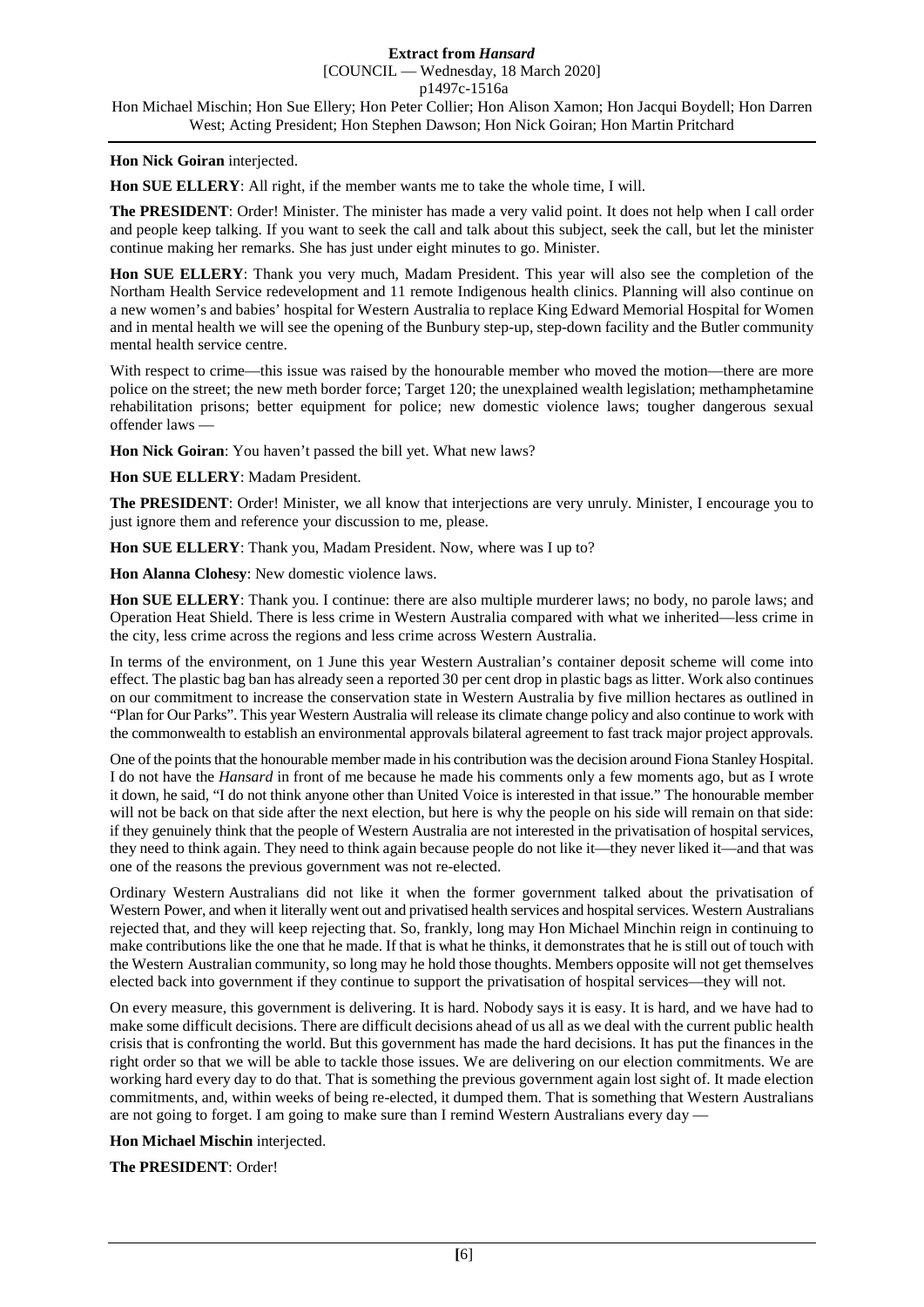**Hon Nick Goiran** interjected.

**Hon SUE ELLERY**: All right, if the member wants me to take the whole time, I will.

**The PRESIDENT**: Order! Minister. The minister has made a very valid point. It does not help when I call order and people keep talking. If you want to seek the call and talk about this subject, seek the call, but let the minister continue making her remarks. She has just under eight minutes to go. Minister.

**Hon SUE ELLERY**: Thank you very much, Madam President. This year will also see the completion of the Northam Health Service redevelopment and 11 remote Indigenous health clinics. Planning will also continue on a new women's and babies' hospital for Western Australia to replace King Edward Memorial Hospital for Women and in mental health we will see the opening of the Bunbury step-up, step-down facility and the Butler community mental health service centre.

With respect to crime—this issue was raised by the honourable member who moved the motion—there are more police on the street; the new meth border force; Target 120; the unexplained wealth legislation; methamphetamine rehabilitation prisons; better equipment for police; new domestic violence laws; tougher dangerous sexual offender laws —

**Hon Nick Goiran**: You haven't passed the bill yet. What new laws?

**Hon SUE ELLERY**: Madam President.

**The PRESIDENT**: Order! Minister, we all know that interjections are very unruly. Minister, I encourage you to just ignore them and reference your discussion to me, please.

**Hon SUE ELLERY**: Thank you, Madam President. Now, where was I up to?

**Hon Alanna Clohesy**: New domestic violence laws.

**Hon SUE ELLERY**: Thank you. I continue: there are also multiple murderer laws; no body, no parole laws; and Operation Heat Shield. There is less crime in Western Australia compared with what we inherited—less crime in the city, less crime across the regions and less crime across Western Australia.

In terms of the environment, on 1 June this year Western Australian's container deposit scheme will come into effect. The plastic bag ban has already seen a reported 30 per cent drop in plastic bags as litter. Work also continues on our commitment to increase the conservation state in Western Australia by five million hectares as outlined in "Plan for Our Parks". This year Western Australia will release its climate change policy and also continue to work with the commonwealth to establish an environmental approvals bilateral agreement to fast track major project approvals.

One of the points that the honourable member made in his contribution was the decision around Fiona Stanley Hospital. I do not have the *Hansard* in front of me because he made his comments only a few moments ago, but as I wrote it down, he said, "I do not think anyone other than United Voice is interested in that issue." The honourable member will not be back on that side after the next election, but here is why the people on his side will remain on that side: if they genuinely think that the people of Western Australia are not interested in the privatisation of hospital services, they need to think again. They need to think again because people do not like it—they never liked it—and that was one of the reasons the previous government was not re-elected.

Ordinary Western Australians did not like it when the former government talked about the privatisation of Western Power, and when it literally went out and privatised health services and hospital services. Western Australians rejected that, and they will keep rejecting that. So, frankly, long may Hon Michael Minchin reign in continuing to make contributions like the one that he made. If that is what he thinks, it demonstrates that he is still out of touch with the Western Australian community, so long may he hold those thoughts. Members opposite will not get themselves elected back into government if they continue to support the privatisation of hospital services—they will not.

On every measure, this government is delivering. It is hard. Nobody says it is easy. It is hard, and we have had to make some difficult decisions. There are difficult decisions ahead of us all as we deal with the current public health crisis that is confronting the world. But this government has made the hard decisions. It has put the finances in the right order so that we will be able to tackle those issues. We are delivering on our election commitments. We are working hard every day to do that. That is something the previous government again lost sight of. It made election commitments, and, within weeks of being re-elected, it dumped them. That is something that Western Australians are not going to forget. I am going to make sure than I remind Western Australians every day —

**Hon Michael Mischin** interjected.

**The PRESIDENT**: Order!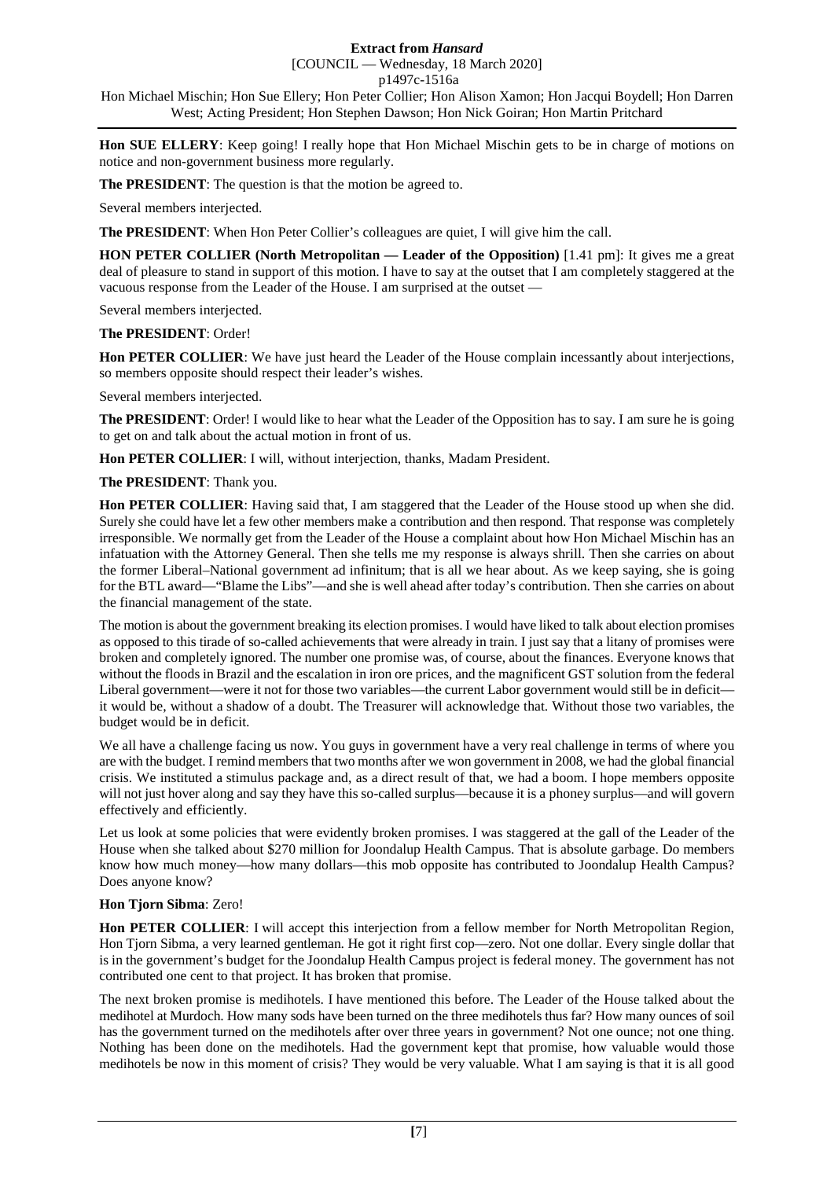**Hon SUE ELLERY**: Keep going! I really hope that Hon Michael Mischin gets to be in charge of motions on notice and non-government business more regularly.

**The PRESIDENT**: The question is that the motion be agreed to.

Several members interjected.

**The PRESIDENT**: When Hon Peter Collier's colleagues are quiet, I will give him the call.

**HON PETER COLLIER (North Metropolitan — Leader of the Opposition)** [1.41 pm]: It gives me a great deal of pleasure to stand in support of this motion. I have to say at the outset that I am completely staggered at the vacuous response from the Leader of the House. I am surprised at the outset —

Several members interjected.

**The PRESIDENT**: Order!

**Hon PETER COLLIER**: We have just heard the Leader of the House complain incessantly about interjections, so members opposite should respect their leader's wishes.

Several members interjected.

**The PRESIDENT**: Order! I would like to hear what the Leader of the Opposition has to say. I am sure he is going to get on and talk about the actual motion in front of us.

**Hon PETER COLLIER**: I will, without interjection, thanks, Madam President.

**The PRESIDENT**: Thank you.

**Hon PETER COLLIER**: Having said that, I am staggered that the Leader of the House stood up when she did. Surely she could have let a few other members make a contribution and then respond. That response was completely irresponsible. We normally get from the Leader of the House a complaint about how Hon Michael Mischin has an infatuation with the Attorney General. Then she tells me my response is always shrill. Then she carries on about the former Liberal–National government ad infinitum; that is all we hear about. As we keep saying, she is going for the BTL award—"Blame the Libs"—and she is well ahead after today's contribution. Then she carries on about the financial management of the state.

The motion is about the government breaking its election promises. I would have liked to talk about election promises as opposed to this tirade of so-called achievements that were already in train. I just say that a litany of promises were broken and completely ignored. The number one promise was, of course, about the finances. Everyone knows that without the floods in Brazil and the escalation in iron ore prices, and the magnificent GST solution from the federal Liberal government—were it not for those two variables—the current Labor government would still be in deficit—it would be, without a shadow of a doubt. The Treasurer will acknowledge that. Without those two variables, the budget would be in deficit.

We all have a challenge facing us now. You guys in government have a very real challenge in terms of where you are with the budget. I remind members that two months after we won government in 2008, we had the global financial crisis. We instituted a stimulus package and, as a direct result of that, we had a boom. I hope members opposite will not just hover along and say they have this so-called surplus—because it is a phoney surplus—and will govern effectively and efficiently.

Let us look at some policies that were evidently broken promises. I was staggered at the gall of the Leader of the House when she talked about $270 million for Joondalup Health Campus. That is absolute garbage. Do members know how much money—how many dollars—this mob opposite has contributed to Joondalup Health Campus? Does anyone know?

**Hon Tjorn Sibma**: Zero!

**Hon PETER COLLIER**: I will accept this interjection from a fellow member for North Metropolitan Region, Hon Tjorn Sibma, a very learned gentleman. He got it right first cop—zero. Not one dollar. Every single dollar that is in the government's budget for the Joondalup Health Campus project is federal money. The government has not contributed one cent to that project. It has broken that promise.

The next broken promise is medihotels. I have mentioned this before. The Leader of the House talked about the medihotel at Murdoch. How many sods have been turned on the three medihotels thus far? How many ounces of soil has the government turned on the medihotels after over three years in government? Not one ounce; not one thing. Nothing has been done on the medihotels. Had the government kept that promise, how valuable would those medihotels be now in this moment of crisis? They would be very valuable. What I am saying is that it is all good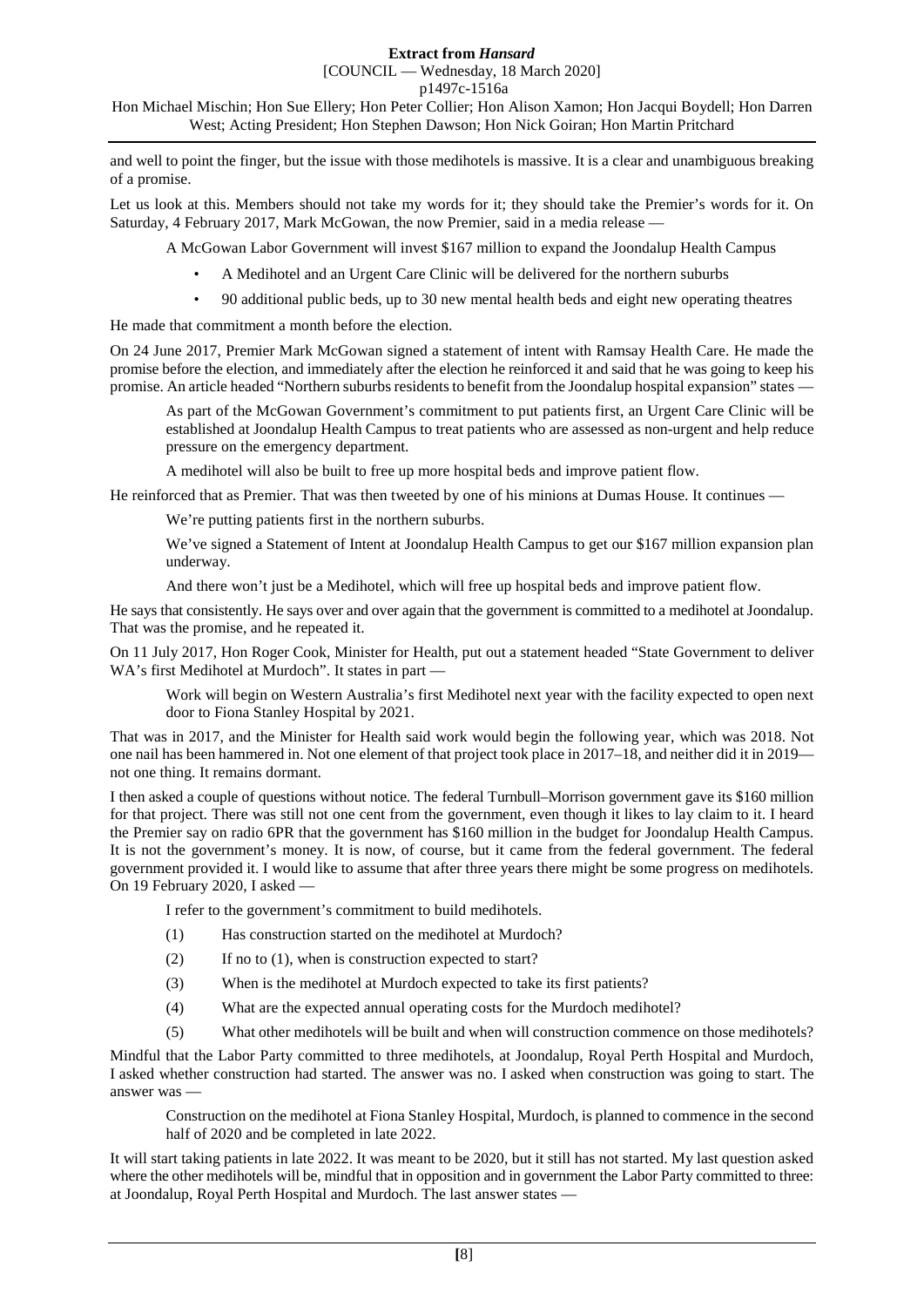and well to point the finger, but the issue with those medihotels is massive. It is a clear and unambiguous breaking of a promise.

Let us look at this. Members should not take my words for it; they should take the Premier's words for it. On Saturday, 4 February 2017, Mark McGowan, the now Premier, said in a media release —

> A McGowan Labor Government will invest $167 million to expand the Joondalup Health Campus
>
> - A Medihotel and an Urgent Care Clinic will be delivered for the northern suburbs
> - 90 additional public beds, up to 30 new mental health beds and eight new operating theatres

He made that commitment a month before the election.

On 24 June 2017, Premier Mark McGowan signed a statement of intent with Ramsay Health Care. He made the promise before the election, and immediately after the election he reinforced it and said that he was going to keep his promise. An article headed "Northern suburbs residents to benefit from the Joondalup hospital expansion" states —

> As part of the McGowan Government's commitment to put patients first, an Urgent Care Clinic will be established at Joondalup Health Campus to treat patients who are assessed as non-urgent and help reduce pressure on the emergency department.
>
> A medihotel will also be built to free up more hospital beds and improve patient flow.

He reinforced that as Premier. That was then tweeted by one of his minions at Dumas House. It continues —

> We're putting patients first in the northern suburbs.
>
> We've signed a Statement of Intent at Joondalup Health Campus to get our $167 million expansion plan underway.
>
> And there won't just be a Medihotel, which will free up hospital beds and improve patient flow.

He says that consistently. He says over and over again that the government is committed to a medihotel at Joondalup. That was the promise, and he repeated it.

On 11 July 2017, Hon Roger Cook, Minister for Health, put out a statement headed "State Government to deliver WA's first Medihotel at Murdoch". It states in part —

> Work will begin on Western Australia's first Medihotel next year with the facility expected to open next door to Fiona Stanley Hospital by 2021.

That was in 2017, and the Minister for Health said work would begin the following year, which was 2018. Not one nail has been hammered in. Not one element of that project took place in 2017–18, and neither did it in 2019—not one thing. It remains dormant.

I then asked a couple of questions without notice. The federal Turnbull–Morrison government gave its $160 million for that project. There was still not one cent from the government, even though it likes to lay claim to it. I heard the Premier say on radio 6PR that the government has $160 million in the budget for Joondalup Health Campus. It is not the government's money. It is now, of course, but it came from the federal government. The federal government provided it. I would like to assume that after three years there might be some progress on medihotels. On 19 February 2020, I asked —

> I refer to the government's commitment to build medihotels.
>
> (1) Has construction started on the medihotel at Murdoch?
>
> (2) If no to (1), when is construction expected to start?
>
> (3) When is the medihotel at Murdoch expected to take its first patients?
>
> (4) What are the expected annual operating costs for the Murdoch medihotel?
>
> (5) What other medihotels will be built and when will construction commence on those medihotels?

Mindful that the Labor Party committed to three medihotels, at Joondalup, Royal Perth Hospital and Murdoch, I asked whether construction had started. The answer was no. I asked when construction was going to start. The answer was —

> Construction on the medihotel at Fiona Stanley Hospital, Murdoch, is planned to commence in the second half of 2020 and be completed in late 2022.

It will start taking patients in late 2022. It was meant to be 2020, but it still has not started. My last question asked where the other medihotels will be, mindful that in opposition and in government the Labor Party committed to three: at Joondalup, Royal Perth Hospital and Murdoch. The last answer states —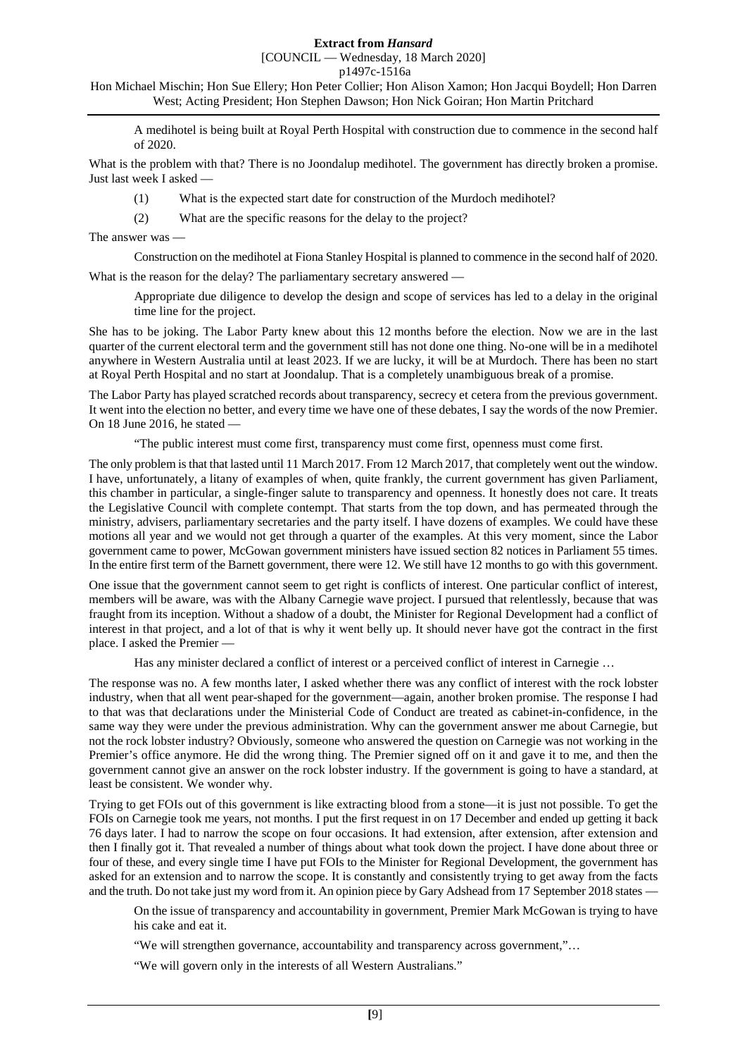A medihotel is being built at Royal Perth Hospital with construction due to commence in the second half of 2020.

What is the problem with that? There is no Joondalup medihotel. The government has directly broken a promise. Just last week I asked —

> (1) What is the expected start date for construction of the Murdoch medihotel?
>
> (2) What are the specific reasons for the delay to the project?

The answer was —

> Construction on the medihotel at Fiona Stanley Hospital is planned to commence in the second half of 2020.

What is the reason for the delay? The parliamentary secretary answered —

> Appropriate due diligence to develop the design and scope of services has led to a delay in the original time line for the project.

She has to be joking. The Labor Party knew about this 12 months before the election. Now we are in the last quarter of the current electoral term and the government still has not done one thing. No-one will be in a medihotel anywhere in Western Australia until at least 2023. If we are lucky, it will be at Murdoch. There has been no start at Royal Perth Hospital and no start at Joondalup. That is a completely unambiguous break of a promise.

The Labor Party has played scratched records about transparency, secrecy et cetera from the previous government. It went into the election no better, and every time we have one of these debates, I say the words of the now Premier. On 18 June 2016, he stated —

> "The public interest must come first, transparency must come first, openness must come first.

The only problem is that that lasted until 11 March 2017. From 12 March 2017, that completely went out the window. I have, unfortunately, a litany of examples of when, quite frankly, the current government has given Parliament, this chamber in particular, a single-finger salute to transparency and openness. It honestly does not care. It treats the Legislative Council with complete contempt. That starts from the top down, and has permeated through the ministry, advisers, parliamentary secretaries and the party itself. I have dozens of examples. We could have these motions all year and we would not get through a quarter of the examples. At this very moment, since the Labor government came to power, McGowan government ministers have issued section 82 notices in Parliament 55 times. In the entire first term of the Barnett government, there were 12. We still have 12 months to go with this government.

One issue that the government cannot seem to get right is conflicts of interest. One particular conflict of interest, members will be aware, was with the Albany Carnegie wave project. I pursued that relentlessly, because that was fraught from its inception. Without a shadow of a doubt, the Minister for Regional Development had a conflict of interest in that project, and a lot of that is why it went belly up. It should never have got the contract in the first place. I asked the Premier —

> Has any minister declared a conflict of interest or a perceived conflict of interest in Carnegie …

The response was no. A few months later, I asked whether there was any conflict of interest with the rock lobster industry, when that all went pear-shaped for the government—again, another broken promise. The response I had to that was that declarations under the Ministerial Code of Conduct are treated as cabinet-in-confidence, in the same way they were under the previous administration. Why can the government answer me about Carnegie, but not the rock lobster industry? Obviously, someone who answered the question on Carnegie was not working in the Premier's office anymore. He did the wrong thing. The Premier signed off on it and gave it to me, and then the government cannot give an answer on the rock lobster industry. If the government is going to have a standard, at least be consistent. We wonder why.

Trying to get FOIs out of this government is like extracting blood from a stone—it is just not possible. To get the FOIs on Carnegie took me years, not months. I put the first request in on 17 December and ended up getting it back 76 days later. I had to narrow the scope on four occasions. It had extension, after extension, after extension and then I finally got it. That revealed a number of things about what took down the project. I have done about three or four of these, and every single time I have put FOIs to the Minister for Regional Development, the government has asked for an extension and to narrow the scope. It is constantly and consistently trying to get away from the facts and the truth. Do not take just my word from it. An opinion piece by Gary Adshead from 17 September 2018 states —

> On the issue of transparency and accountability in government, Premier Mark McGowan is trying to have his cake and eat it.
>
> "We will strengthen governance, accountability and transparency across government,"…
>
> "We will govern only in the interests of all Western Australians."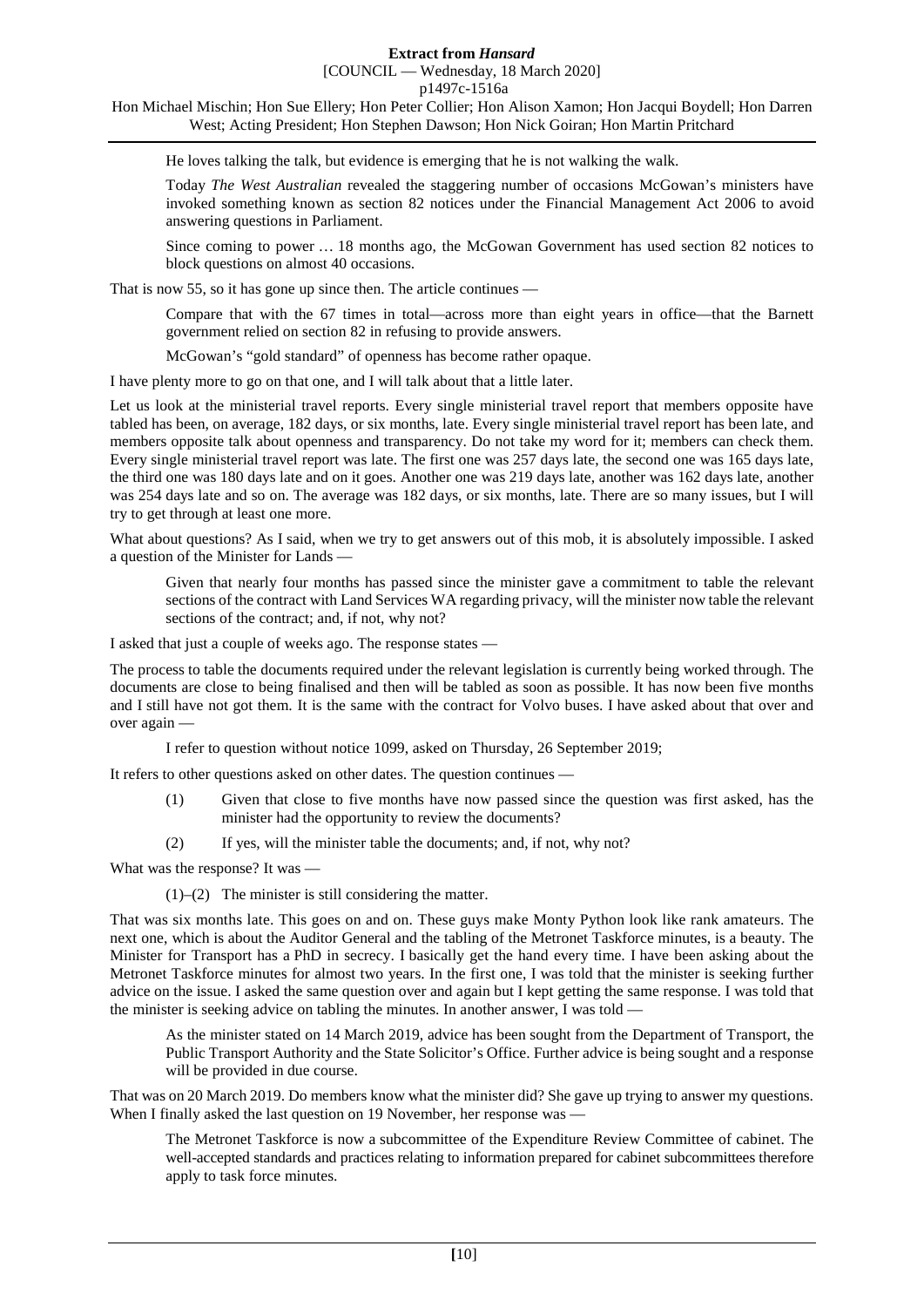He loves talking the talk, but evidence is emerging that he is not walking the walk.

> Today *The West Australian* revealed the staggering number of occasions McGowan's ministers have invoked something known as section 82 notices under the Financial Management Act 2006 to avoid answering questions in Parliament.
>
> Since coming to power … 18 months ago, the McGowan Government has used section 82 notices to block questions on almost 40 occasions.

That is now 55, so it has gone up since then. The article continues —

> Compare that with the 67 times in total—across more than eight years in office—that the Barnett government relied on section 82 in refusing to provide answers.
>
> McGowan's "gold standard" of openness has become rather opaque.

I have plenty more to go on that one, and I will talk about that a little later.

Let us look at the ministerial travel reports. Every single ministerial travel report that members opposite have tabled has been, on average, 182 days, or six months, late. Every single ministerial travel report has been late, and members opposite talk about openness and transparency. Do not take my word for it; members can check them. Every single ministerial travel report was late. The first one was 257 days late, the second one was 165 days late, the third one was 180 days late and on it goes. Another one was 219 days late, another was 162 days late, another was 254 days late and so on. The average was 182 days, or six months, late. There are so many issues, but I will try to get through at least one more.

What about questions? As I said, when we try to get answers out of this mob, it is absolutely impossible. I asked a question of the Minister for Lands —

> Given that nearly four months has passed since the minister gave a commitment to table the relevant sections of the contract with Land Services WA regarding privacy, will the minister now table the relevant sections of the contract; and, if not, why not?

I asked that just a couple of weeks ago. The response states —

The process to table the documents required under the relevant legislation is currently being worked through. The documents are close to being finalised and then will be tabled as soon as possible. It has now been five months and I still have not got them. It is the same with the contract for Volvo buses. I have asked about that over and over again —

> I refer to question without notice 1099, asked on Thursday, 26 September 2019;

It refers to other questions asked on other dates. The question continues —

> (1) Given that close to five months have now passed since the question was first asked, has the minister had the opportunity to review the documents?
>
> (2) If yes, will the minister table the documents; and, if not, why not?

What was the response? It was —

> (1)–(2) The minister is still considering the matter.

That was six months late. This goes on and on. These guys make Monty Python look like rank amateurs. The next one, which is about the Auditor General and the tabling of the Metronet Taskforce minutes, is a beauty. The Minister for Transport has a PhD in secrecy. I basically get the hand every time. I have been asking about the Metronet Taskforce minutes for almost two years. In the first one, I was told that the minister is seeking further advice on the issue. I asked the same question over and again but I kept getting the same response. I was told that the minister is seeking advice on tabling the minutes. In another answer, I was told —

> As the minister stated on 14 March 2019, advice has been sought from the Department of Transport, the Public Transport Authority and the State Solicitor's Office. Further advice is being sought and a response will be provided in due course.

That was on 20 March 2019. Do members know what the minister did? She gave up trying to answer my questions. When I finally asked the last question on 19 November, her response was —

> The Metronet Taskforce is now a subcommittee of the Expenditure Review Committee of cabinet. The well-accepted standards and practices relating to information prepared for cabinet subcommittees therefore apply to task force minutes.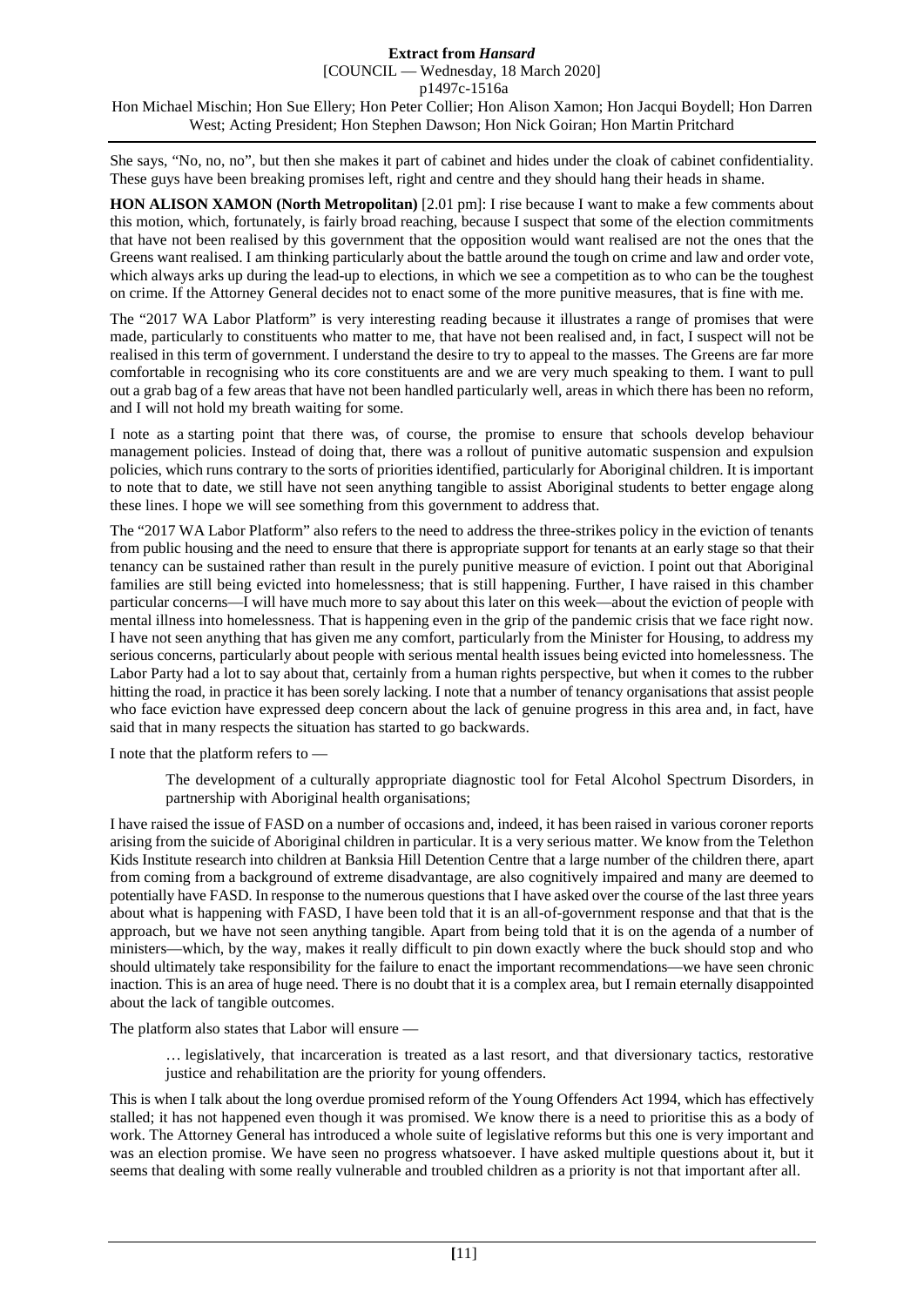She says, "No, no, no", but then she makes it part of cabinet and hides under the cloak of cabinet confidentiality. These guys have been breaking promises left, right and centre and they should hang their heads in shame.

**HON ALISON XAMON (North Metropolitan)** [2.01 pm]: I rise because I want to make a few comments about this motion, which, fortunately, is fairly broad reaching, because I suspect that some of the election commitments that have not been realised by this government that the opposition would want realised are not the ones that the Greens want realised. I am thinking particularly about the battle around the tough on crime and law and order vote, which always arks up during the lead-up to elections, in which we see a competition as to who can be the toughest on crime. If the Attorney General decides not to enact some of the more punitive measures, that is fine with me.

The "2017 WA Labor Platform" is very interesting reading because it illustrates a range of promises that were made, particularly to constituents who matter to me, that have not been realised and, in fact, I suspect will not be realised in this term of government. I understand the desire to try to appeal to the masses. The Greens are far more comfortable in recognising who its core constituents are and we are very much speaking to them. I want to pull out a grab bag of a few areas that have not been handled particularly well, areas in which there has been no reform, and I will not hold my breath waiting for some.

I note as a starting point that there was, of course, the promise to ensure that schools develop behaviour management policies. Instead of doing that, there was a rollout of punitive automatic suspension and expulsion policies, which runs contrary to the sorts of priorities identified, particularly for Aboriginal children. It is important to note that to date, we still have not seen anything tangible to assist Aboriginal students to better engage along these lines. I hope we will see something from this government to address that.

The "2017 WA Labor Platform" also refers to the need to address the three-strikes policy in the eviction of tenants from public housing and the need to ensure that there is appropriate support for tenants at an early stage so that their tenancy can be sustained rather than result in the purely punitive measure of eviction. I point out that Aboriginal families are still being evicted into homelessness; that is still happening. Further, I have raised in this chamber particular concerns—I will have much more to say about this later on this week—about the eviction of people with mental illness into homelessness. That is happening even in the grip of the pandemic crisis that we face right now. I have not seen anything that has given me any comfort, particularly from the Minister for Housing, to address my serious concerns, particularly about people with serious mental health issues being evicted into homelessness. The Labor Party had a lot to say about that, certainly from a human rights perspective, but when it comes to the rubber hitting the road, in practice it has been sorely lacking. I note that a number of tenancy organisations that assist people who face eviction have expressed deep concern about the lack of genuine progress in this area and, in fact, have said that in many respects the situation has started to go backwards.

I note that the platform refers to —

> The development of a culturally appropriate diagnostic tool for Fetal Alcohol Spectrum Disorders, in partnership with Aboriginal health organisations;

I have raised the issue of FASD on a number of occasions and, indeed, it has been raised in various coroner reports arising from the suicide of Aboriginal children in particular. It is a very serious matter. We know from the Telethon Kids Institute research into children at Banksia Hill Detention Centre that a large number of the children there, apart from coming from a background of extreme disadvantage, are also cognitively impaired and many are deemed to potentially have FASD. In response to the numerous questions that I have asked over the course of the last three years about what is happening with FASD, I have been told that it is an all-of-government response and that that is the approach, but we have not seen anything tangible. Apart from being told that it is on the agenda of a number of ministers—which, by the way, makes it really difficult to pin down exactly where the buck should stop and who should ultimately take responsibility for the failure to enact the important recommendations—we have seen chronic inaction. This is an area of huge need. There is no doubt that it is a complex area, but I remain eternally disappointed about the lack of tangible outcomes.

The platform also states that Labor will ensure —

> … legislatively, that incarceration is treated as a last resort, and that diversionary tactics, restorative justice and rehabilitation are the priority for young offenders.

This is when I talk about the long overdue promised reform of the Young Offenders Act 1994, which has effectively stalled; it has not happened even though it was promised. We know there is a need to prioritise this as a body of work. The Attorney General has introduced a whole suite of legislative reforms but this one is very important and was an election promise. We have seen no progress whatsoever. I have asked multiple questions about it, but it seems that dealing with some really vulnerable and troubled children as a priority is not that important after all.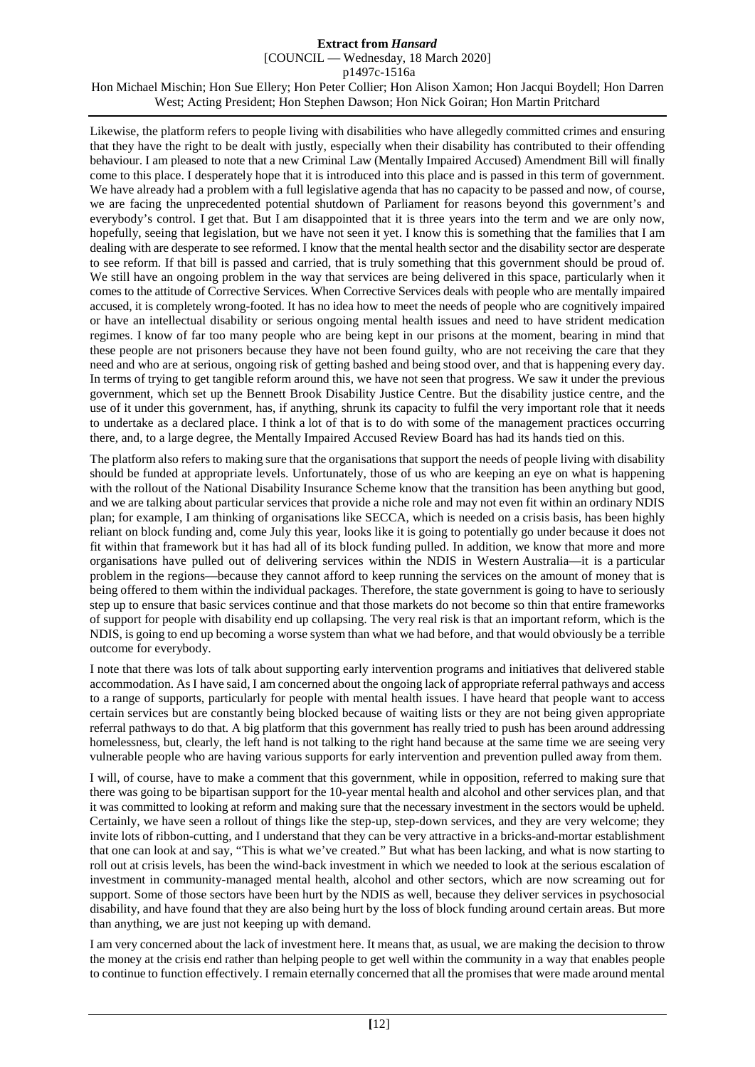Likewise, the platform refers to people living with disabilities who have allegedly committed crimes and ensuring that they have the right to be dealt with justly, especially when their disability has contributed to their offending behaviour. I am pleased to note that a new Criminal Law (Mentally Impaired Accused) Amendment Bill will finally come to this place. I desperately hope that it is introduced into this place and is passed in this term of government. We have already had a problem with a full legislative agenda that has no capacity to be passed and now, of course, we are facing the unprecedented potential shutdown of Parliament for reasons beyond this government's and everybody's control. I get that. But I am disappointed that it is three years into the term and we are only now, hopefully, seeing that legislation, but we have not seen it yet. I know this is something that the families that I am dealing with are desperate to see reformed. I know that the mental health sector and the disability sector are desperate to see reform. If that bill is passed and carried, that is truly something that this government should be proud of. We still have an ongoing problem in the way that services are being delivered in this space, particularly when it comes to the attitude of Corrective Services. When Corrective Services deals with people who are mentally impaired accused, it is completely wrong-footed. It has no idea how to meet the needs of people who are cognitively impaired or have an intellectual disability or serious ongoing mental health issues and need to have strident medication regimes. I know of far too many people who are being kept in our prisons at the moment, bearing in mind that these people are not prisoners because they have not been found guilty, who are not receiving the care that they need and who are at serious, ongoing risk of getting bashed and being stood over, and that is happening every day. In terms of trying to get tangible reform around this, we have not seen that progress. We saw it under the previous government, which set up the Bennett Brook Disability Justice Centre. But the disability justice centre, and the use of it under this government, has, if anything, shrunk its capacity to fulfil the very important role that it needs to undertake as a declared place. I think a lot of that is to do with some of the management practices occurring there, and, to a large degree, the Mentally Impaired Accused Review Board has had its hands tied on this.

The platform also refers to making sure that the organisations that support the needs of people living with disability should be funded at appropriate levels. Unfortunately, those of us who are keeping an eye on what is happening with the rollout of the National Disability Insurance Scheme know that the transition has been anything but good, and we are talking about particular services that provide a niche role and may not even fit within an ordinary NDIS plan; for example, I am thinking of organisations like SECCA, which is needed on a crisis basis, has been highly reliant on block funding and, come July this year, looks like it is going to potentially go under because it does not fit within that framework but it has had all of its block funding pulled. In addition, we know that more and more organisations have pulled out of delivering services within the NDIS in Western Australia—it is a particular problem in the regions—because they cannot afford to keep running the services on the amount of money that is being offered to them within the individual packages. Therefore, the state government is going to have to seriously step up to ensure that basic services continue and that those markets do not become so thin that entire frameworks of support for people with disability end up collapsing. The very real risk is that an important reform, which is the NDIS, is going to end up becoming a worse system than what we had before, and that would obviously be a terrible outcome for everybody.

I note that there was lots of talk about supporting early intervention programs and initiatives that delivered stable accommodation. As I have said, I am concerned about the ongoing lack of appropriate referral pathways and access to a range of supports, particularly for people with mental health issues. I have heard that people want to access certain services but are constantly being blocked because of waiting lists or they are not being given appropriate referral pathways to do that. A big platform that this government has really tried to push has been around addressing homelessness, but, clearly, the left hand is not talking to the right hand because at the same time we are seeing very vulnerable people who are having various supports for early intervention and prevention pulled away from them.

I will, of course, have to make a comment that this government, while in opposition, referred to making sure that there was going to be bipartisan support for the 10-year mental health and alcohol and other services plan, and that it was committed to looking at reform and making sure that the necessary investment in the sectors would be upheld. Certainly, we have seen a rollout of things like the step-up, step-down services, and they are very welcome; they invite lots of ribbon-cutting, and I understand that they can be very attractive in a bricks-and-mortar establishment that one can look at and say, "This is what we've created." But what has been lacking, and what is now starting to roll out at crisis levels, has been the wind-back investment in which we needed to look at the serious escalation of investment in community-managed mental health, alcohol and other sectors, which are now screaming out for support. Some of those sectors have been hurt by the NDIS as well, because they deliver services in psychosocial disability, and have found that they are also being hurt by the loss of block funding around certain areas. But more than anything, we are just not keeping up with demand.

I am very concerned about the lack of investment here. It means that, as usual, we are making the decision to throw the money at the crisis end rather than helping people to get well within the community in a way that enables people to continue to function effectively. I remain eternally concerned that all the promises that were made around mental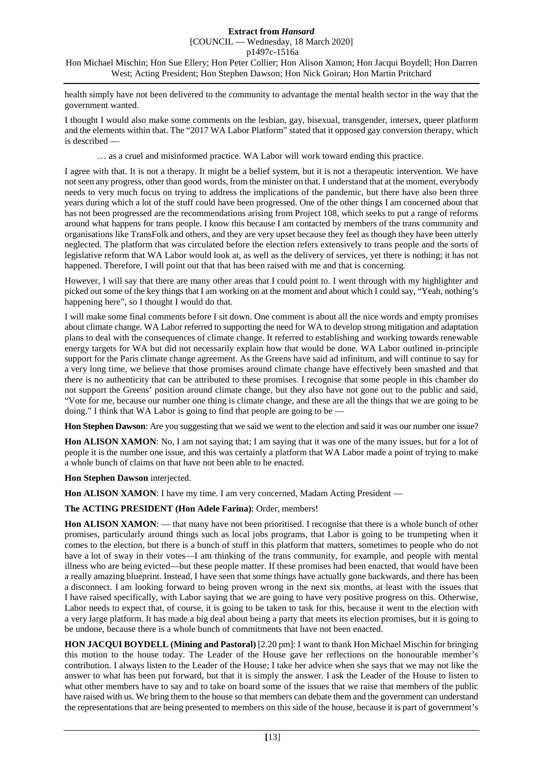health simply have not been delivered to the community to advantage the mental health sector in the way that the government wanted.

I thought I would also make some comments on the lesbian, gay, bisexual, transgender, intersex, queer platform and the elements within that. The "2017 WA Labor Platform" stated that it opposed gay conversion therapy, which is described —

> … as a cruel and misinformed practice. WA Labor will work toward ending this practice.

I agree with that. It is not a therapy. It might be a belief system, but it is not a therapeutic intervention. We have not seen any progress, other than good words, from the minister on that. I understand that at the moment, everybody needs to very much focus on trying to address the implications of the pandemic, but there have also been three years during which a lot of the stuff could have been progressed. One of the other things I am concerned about that has not been progressed are the recommendations arising from Project 108, which seeks to put a range of reforms around what happens for trans people. I know this because I am contacted by members of the trans community and organisations like TransFolk and others, and they are very upset because they feel as though they have been utterly neglected. The platform that was circulated before the election refers extensively to trans people and the sorts of legislative reform that WA Labor would look at, as well as the delivery of services, yet there is nothing; it has not happened. Therefore, I will point out that that has been raised with me and that is concerning.

However, I will say that there are many other areas that I could point to. I went through with my highlighter and picked out some of the key things that I am working on at the moment and about which I could say, "Yeah, nothing's happening here", so I thought I would do that.

I will make some final comments before I sit down. One comment is about all the nice words and empty promises about climate change. WA Labor referred to supporting the need for WA to develop strong mitigation and adaptation plans to deal with the consequences of climate change. It referred to establishing and working towards renewable energy targets for WA but did not necessarily explain how that would be done. WA Labor outlined in-principle support for the Paris climate change agreement. As the Greens have said ad infinitum, and will continue to say for a very long time, we believe that those promises around climate change have effectively been smashed and that there is no authenticity that can be attributed to these promises. I recognise that some people in this chamber do not support the Greens' position around climate change, but they also have not gone out to the public and said, "Vote for me, because our number one thing is climate change, and these are all the things that we are going to be doing." I think that WA Labor is going to find that people are going to be —

**Hon Stephen Dawson**: Are you suggesting that we said we went to the election and said it was our number one issue?

**Hon ALISON XAMON**: No, I am not saying that; I am saying that it was one of the many issues, but for a lot of people it is the number one issue, and this was certainly a platform that WA Labor made a point of trying to make a whole bunch of claims on that have not been able to be enacted.

**Hon Stephen Dawson** interjected.

**Hon ALISON XAMON**: I have my time. I am very concerned, Madam Acting President —

**The ACTING PRESIDENT (Hon Adele Farina)**: Order, members!

**Hon ALISON XAMON**: — that many have not been prioritised. I recognise that there is a whole bunch of other promises, particularly around things such as local jobs programs, that Labor is going to be trumpeting when it comes to the election, but there is a bunch of stuff in this platform that matters, sometimes to people who do not have a lot of sway in their votes—I am thinking of the trans community, for example, and people with mental illness who are being evicted—but these people matter. If these promises had been enacted, that would have been a really amazing blueprint. Instead, I have seen that some things have actually gone backwards, and there has been a disconnect. I am looking forward to being proven wrong in the next six months, at least with the issues that I have raised specifically, with Labor saying that we are going to have very positive progress on this. Otherwise, Labor needs to expect that, of course, it is going to be taken to task for this, because it went to the election with a very large platform. It has made a big deal about being a party that meets its election promises, but it is going to be undone, because there is a whole bunch of commitments that have not been enacted.

**HON JACQUI BOYDELL (Mining and Pastoral)** [2.20 pm]: I want to thank Hon Michael Mischin for bringing this motion to the house today. The Leader of the House gave her reflections on the honourable member's contribution. I always listen to the Leader of the House; I take her advice when she says that we may not like the answer to what has been put forward, but that it is simply the answer. I ask the Leader of the House to listen to what other members have to say and to take on board some of the issues that we raise that members of the public have raised with us. We bring them to the house so that members can debate them and the government can understand the representations that are being presented to members on this side of the house, because it is part of government's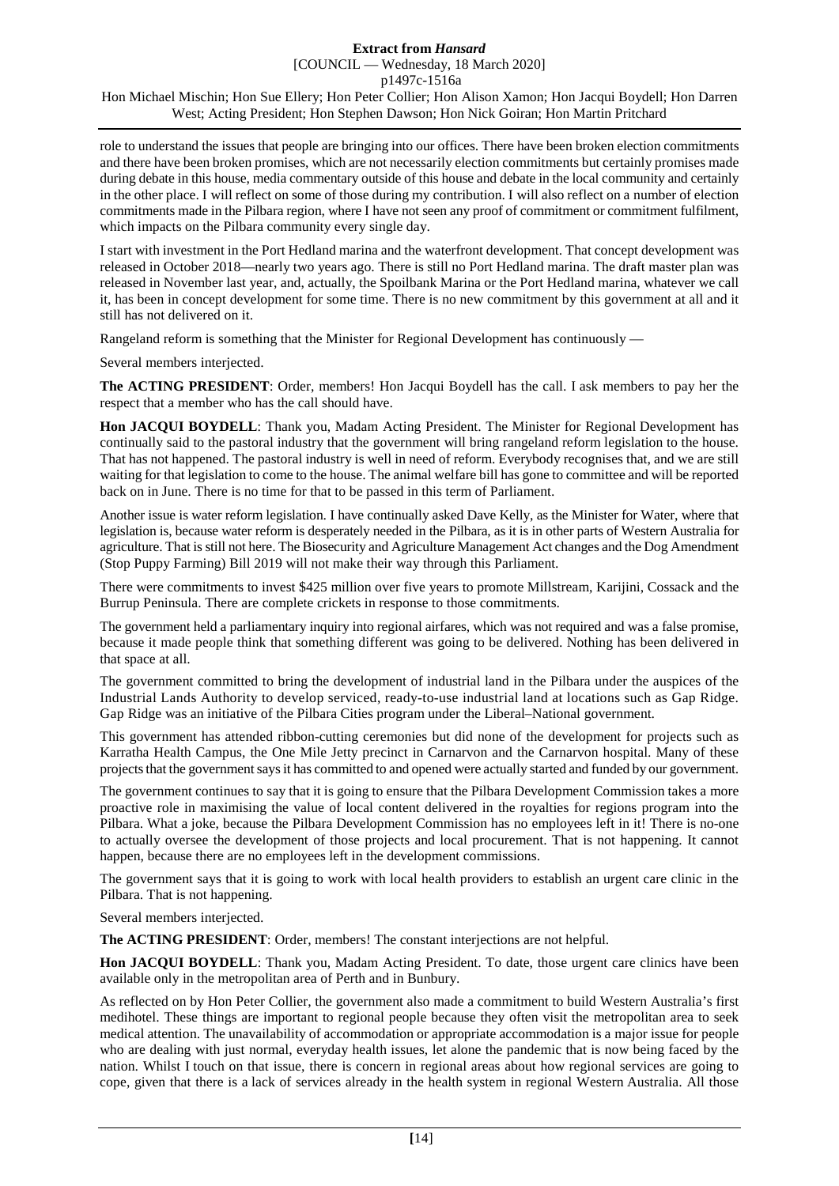role to understand the issues that people are bringing into our offices. There have been broken election commitments and there have been broken promises, which are not necessarily election commitments but certainly promises made during debate in this house, media commentary outside of this house and debate in the local community and certainly in the other place. I will reflect on some of those during my contribution. I will also reflect on a number of election commitments made in the Pilbara region, where I have not seen any proof of commitment or commitment fulfilment, which impacts on the Pilbara community every single day.

I start with investment in the Port Hedland marina and the waterfront development. That concept development was released in October 2018—nearly two years ago. There is still no Port Hedland marina. The draft master plan was released in November last year, and, actually, the Spoilbank Marina or the Port Hedland marina, whatever we call it, has been in concept development for some time. There is no new commitment by this government at all and it still has not delivered on it.

Rangeland reform is something that the Minister for Regional Development has continuously —

Several members interjected.

**The ACTING PRESIDENT**: Order, members! Hon Jacqui Boydell has the call. I ask members to pay her the respect that a member who has the call should have.

**Hon JACQUI BOYDELL**: Thank you, Madam Acting President. The Minister for Regional Development has continually said to the pastoral industry that the government will bring rangeland reform legislation to the house. That has not happened. The pastoral industry is well in need of reform. Everybody recognises that, and we are still waiting for that legislation to come to the house. The animal welfare bill has gone to committee and will be reported back on in June. There is no time for that to be passed in this term of Parliament.

Another issue is water reform legislation. I have continually asked Dave Kelly, as the Minister for Water, where that legislation is, because water reform is desperately needed in the Pilbara, as it is in other parts of Western Australia for agriculture. That is still not here. The Biosecurity and Agriculture Management Act changes and the Dog Amendment (Stop Puppy Farming) Bill 2019 will not make their way through this Parliament.

There were commitments to invest $425 million over five years to promote Millstream, Karijini, Cossack and the Burrup Peninsula. There are complete crickets in response to those commitments.

The government held a parliamentary inquiry into regional airfares, which was not required and was a false promise, because it made people think that something different was going to be delivered. Nothing has been delivered in that space at all.

The government committed to bring the development of industrial land in the Pilbara under the auspices of the Industrial Lands Authority to develop serviced, ready-to-use industrial land at locations such as Gap Ridge. Gap Ridge was an initiative of the Pilbara Cities program under the Liberal–National government.

This government has attended ribbon-cutting ceremonies but did none of the development for projects such as Karratha Health Campus, the One Mile Jetty precinct in Carnarvon and the Carnarvon hospital. Many of these projects that the government says it has committed to and opened were actually started and funded by our government.

The government continues to say that it is going to ensure that the Pilbara Development Commission takes a more proactive role in maximising the value of local content delivered in the royalties for regions program into the Pilbara. What a joke, because the Pilbara Development Commission has no employees left in it! There is no-one to actually oversee the development of those projects and local procurement. That is not happening. It cannot happen, because there are no employees left in the development commissions.

The government says that it is going to work with local health providers to establish an urgent care clinic in the Pilbara. That is not happening.

Several members interjected.

**The ACTING PRESIDENT**: Order, members! The constant interjections are not helpful.

**Hon JACQUI BOYDELL**: Thank you, Madam Acting President. To date, those urgent care clinics have been available only in the metropolitan area of Perth and in Bunbury.

As reflected on by Hon Peter Collier, the government also made a commitment to build Western Australia's first medihotel. These things are important to regional people because they often visit the metropolitan area to seek medical attention. The unavailability of accommodation or appropriate accommodation is a major issue for people who are dealing with just normal, everyday health issues, let alone the pandemic that is now being faced by the nation. Whilst I touch on that issue, there is concern in regional areas about how regional services are going to cope, given that there is a lack of services already in the health system in regional Western Australia. All those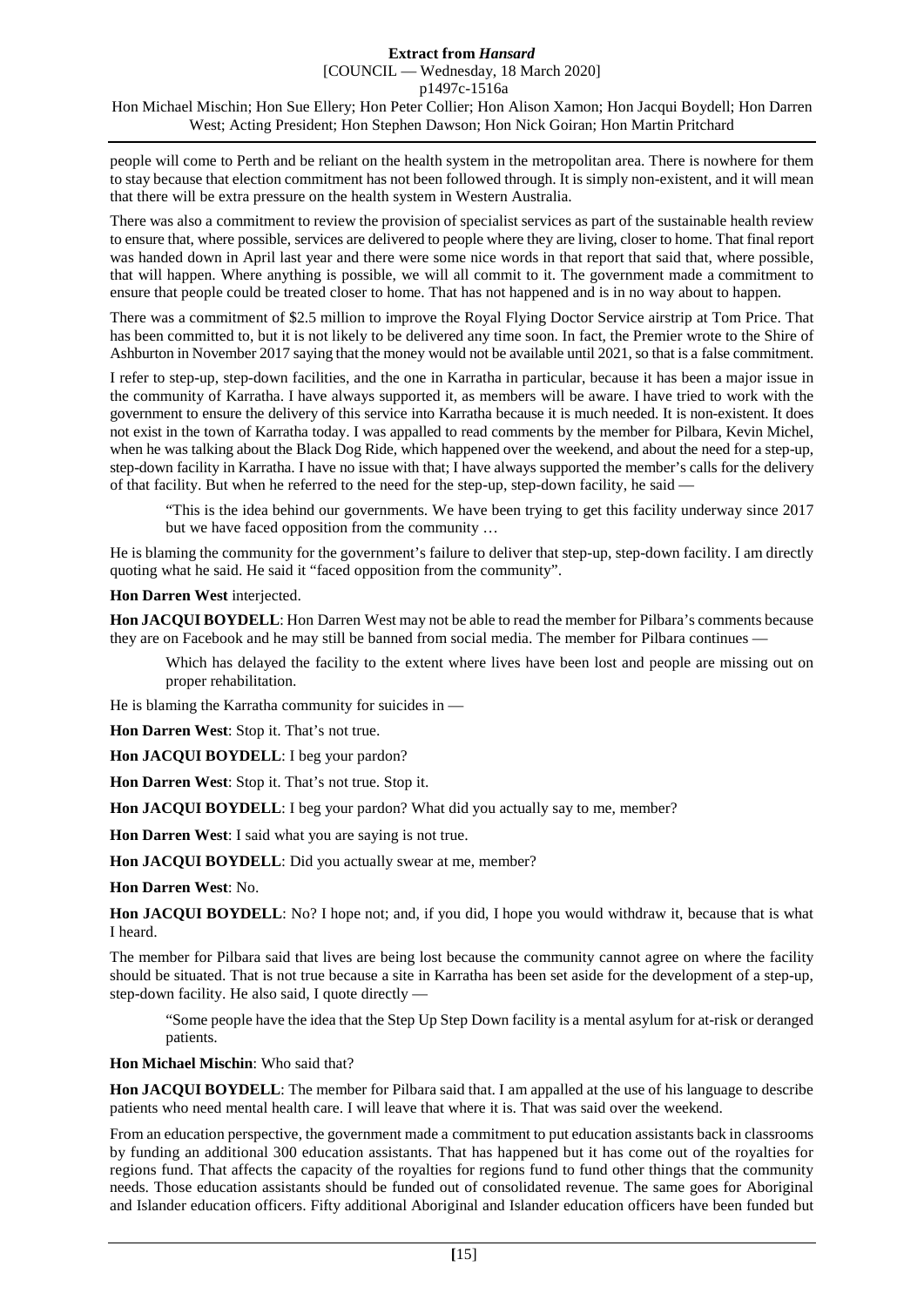people will come to Perth and be reliant on the health system in the metropolitan area. There is nowhere for them to stay because that election commitment has not been followed through. It is simply non-existent, and it will mean that there will be extra pressure on the health system in Western Australia.

There was also a commitment to review the provision of specialist services as part of the sustainable health review to ensure that, where possible, services are delivered to people where they are living, closer to home. That final report was handed down in April last year and there were some nice words in that report that said that, where possible, that will happen. Where anything is possible, we will all commit to it. The government made a commitment to ensure that people could be treated closer to home. That has not happened and is in no way about to happen.

There was a commitment of $2.5 million to improve the Royal Flying Doctor Service airstrip at Tom Price. That has been committed to, but it is not likely to be delivered any time soon. In fact, the Premier wrote to the Shire of Ashburton in November 2017 saying that the money would not be available until 2021, so that is a false commitment.

I refer to step-up, step-down facilities, and the one in Karratha in particular, because it has been a major issue in the community of Karratha. I have always supported it, as members will be aware. I have tried to work with the government to ensure the delivery of this service into Karratha because it is much needed. It is non-existent. It does not exist in the town of Karratha today. I was appalled to read comments by the member for Pilbara, Kevin Michel, when he was talking about the Black Dog Ride, which happened over the weekend, and about the need for a step-up, step-down facility in Karratha. I have no issue with that; I have always supported the member's calls for the delivery of that facility. But when he referred to the need for the step-up, step-down facility, he said —

> "This is the idea behind our governments. We have been trying to get this facility underway since 2017 but we have faced opposition from the community …

He is blaming the community for the government's failure to deliver that step-up, step-down facility. I am directly quoting what he said. He said it "faced opposition from the community".

**Hon Darren West** interjected.

**Hon JACQUI BOYDELL**: Hon Darren West may not be able to read the member for Pilbara's comments because they are on Facebook and he may still be banned from social media. The member for Pilbara continues —

> Which has delayed the facility to the extent where lives have been lost and people are missing out on proper rehabilitation.

He is blaming the Karratha community for suicides in —

**Hon Darren West**: Stop it. That's not true.

**Hon JACQUI BOYDELL**: I beg your pardon?

**Hon Darren West**: Stop it. That's not true. Stop it.

**Hon JACQUI BOYDELL**: I beg your pardon? What did you actually say to me, member?

**Hon Darren West**: I said what you are saying is not true.

**Hon JACQUI BOYDELL**: Did you actually swear at me, member?

**Hon Darren West**: No.

**Hon JACQUI BOYDELL**: No? I hope not; and, if you did, I hope you would withdraw it, because that is what I heard.

The member for Pilbara said that lives are being lost because the community cannot agree on where the facility should be situated. That is not true because a site in Karratha has been set aside for the development of a step-up, step-down facility. He also said, I quote directly —

> "Some people have the idea that the Step Up Step Down facility is a mental asylum for at-risk or deranged patients.

**Hon Michael Mischin**: Who said that?

**Hon JACQUI BOYDELL**: The member for Pilbara said that. I am appalled at the use of his language to describe patients who need mental health care. I will leave that where it is. That was said over the weekend.

From an education perspective, the government made a commitment to put education assistants back in classrooms by funding an additional 300 education assistants. That has happened but it has come out of the royalties for regions fund. That affects the capacity of the royalties for regions fund to fund other things that the community needs. Those education assistants should be funded out of consolidated revenue. The same goes for Aboriginal and Islander education officers. Fifty additional Aboriginal and Islander education officers have been funded but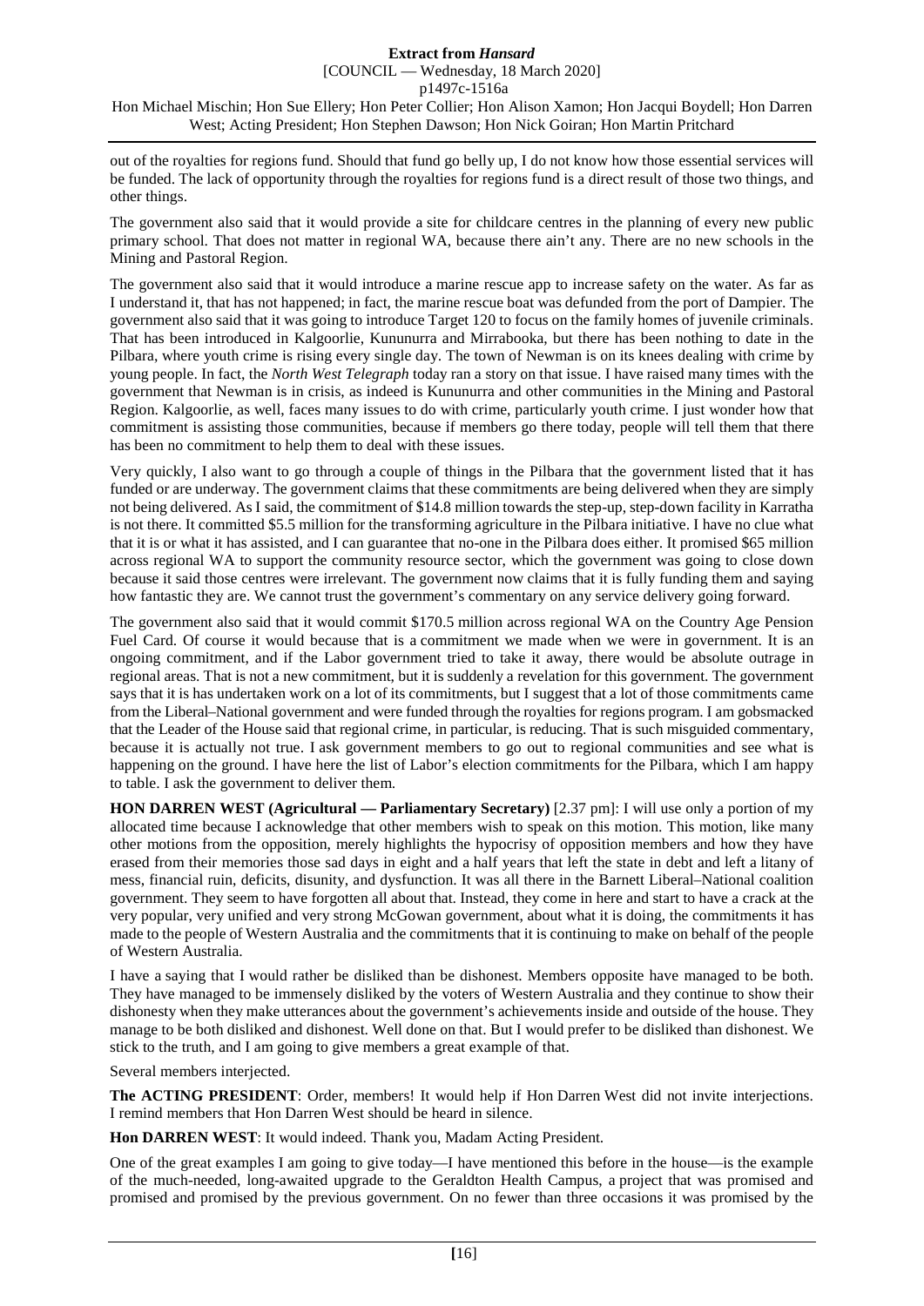out of the royalties for regions fund. Should that fund go belly up, I do not know how those essential services will be funded. The lack of opportunity through the royalties for regions fund is a direct result of those two things, and other things.

The government also said that it would provide a site for childcare centres in the planning of every new public primary school. That does not matter in regional WA, because there ain't any. There are no new schools in the Mining and Pastoral Region.

The government also said that it would introduce a marine rescue app to increase safety on the water. As far as I understand it, that has not happened; in fact, the marine rescue boat was defunded from the port of Dampier. The government also said that it was going to introduce Target 120 to focus on the family homes of juvenile criminals. That has been introduced in Kalgoorlie, Kununurra and Mirrabooka, but there has been nothing to date in the Pilbara, where youth crime is rising every single day. The town of Newman is on its knees dealing with crime by young people. In fact, the *North West Telegraph* today ran a story on that issue. I have raised many times with the government that Newman is in crisis, as indeed is Kununurra and other communities in the Mining and Pastoral Region. Kalgoorlie, as well, faces many issues to do with crime, particularly youth crime. I just wonder how that commitment is assisting those communities, because if members go there today, people will tell them that there has been no commitment to help them to deal with these issues.

Very quickly, I also want to go through a couple of things in the Pilbara that the government listed that it has funded or are underway. The government claims that these commitments are being delivered when they are simply not being delivered. As I said, the commitment of $14.8 million towards the step-up, step-down facility in Karratha is not there. It committed $5.5 million for the transforming agriculture in the Pilbara initiative. I have no clue what that it is or what it has assisted, and I can guarantee that no-one in the Pilbara does either. It promised $65 million across regional WA to support the community resource sector, which the government was going to close down because it said those centres were irrelevant. The government now claims that it is fully funding them and saying how fantastic they are. We cannot trust the government's commentary on any service delivery going forward.

The government also said that it would commit $170.5 million across regional WA on the Country Age Pension Fuel Card. Of course it would because that is a commitment we made when we were in government. It is an ongoing commitment, and if the Labor government tried to take it away, there would be absolute outrage in regional areas. That is not a new commitment, but it is suddenly a revelation for this government. The government says that it is has undertaken work on a lot of its commitments, but I suggest that a lot of those commitments came from the Liberal–National government and were funded through the royalties for regions program. I am gobsmacked that the Leader of the House said that regional crime, in particular, is reducing. That is such misguided commentary, because it is actually not true. I ask government members to go out to regional communities and see what is happening on the ground. I have here the list of Labor's election commitments for the Pilbara, which I am happy to table. I ask the government to deliver them.

**HON DARREN WEST (Agricultural — Parliamentary Secretary)** [2.37 pm]: I will use only a portion of my allocated time because I acknowledge that other members wish to speak on this motion. This motion, like many other motions from the opposition, merely highlights the hypocrisy of opposition members and how they have erased from their memories those sad days in eight and a half years that left the state in debt and left a litany of mess, financial ruin, deficits, disunity, and dysfunction. It was all there in the Barnett Liberal–National coalition government. They seem to have forgotten all about that. Instead, they come in here and start to have a crack at the very popular, very unified and very strong McGowan government, about what it is doing, the commitments it has made to the people of Western Australia and the commitments that it is continuing to make on behalf of the people of Western Australia.

I have a saying that I would rather be disliked than be dishonest. Members opposite have managed to be both. They have managed to be immensely disliked by the voters of Western Australia and they continue to show their dishonesty when they make utterances about the government's achievements inside and outside of the house. They manage to be both disliked and dishonest. Well done on that. But I would prefer to be disliked than dishonest. We stick to the truth, and I am going to give members a great example of that.

Several members interjected.

**The ACTING PRESIDENT**: Order, members! It would help if Hon Darren West did not invite interjections. I remind members that Hon Darren West should be heard in silence.

**Hon DARREN WEST**: It would indeed. Thank you, Madam Acting President.

One of the great examples I am going to give today—I have mentioned this before in the house—is the example of the much-needed, long-awaited upgrade to the Geraldton Health Campus, a project that was promised and promised and promised by the previous government. On no fewer than three occasions it was promised by the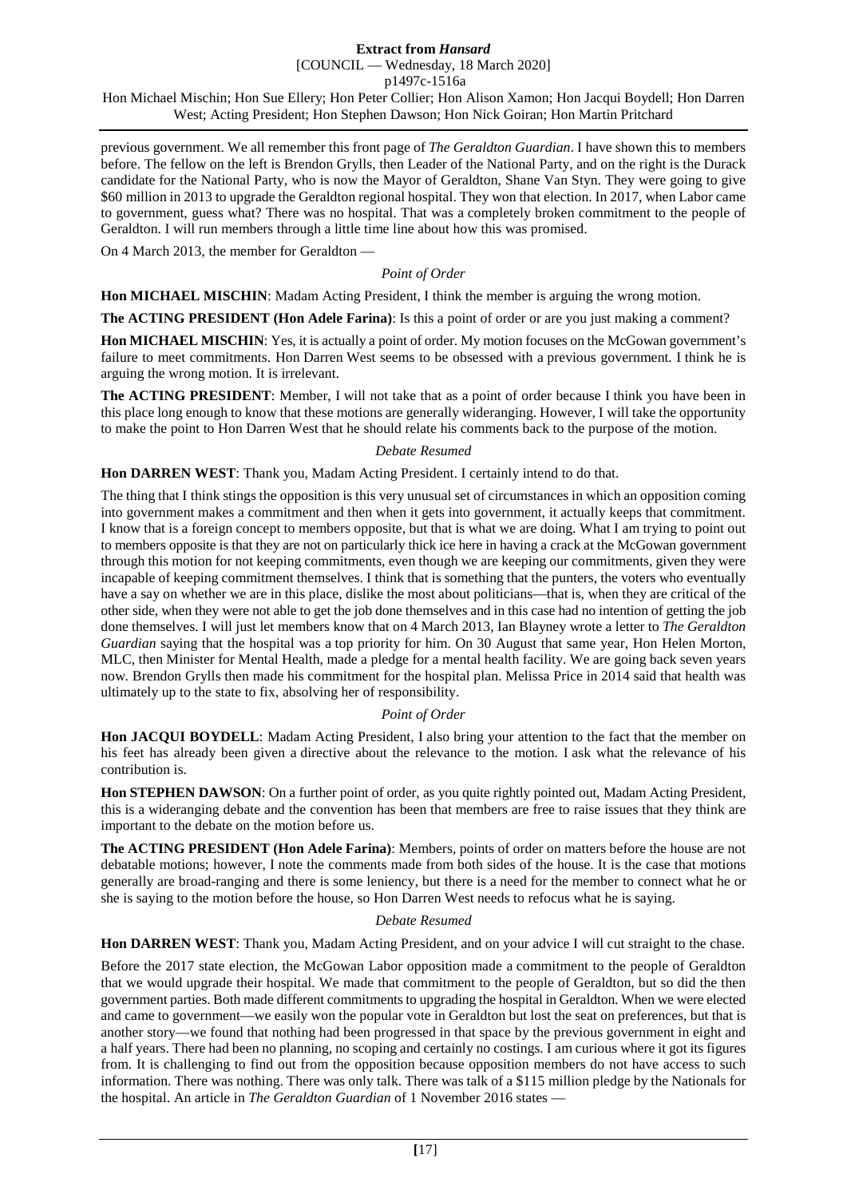previous government. We all remember this front page of *The Geraldton Guardian*. I have shown this to members before. The fellow on the left is Brendon Grylls, then Leader of the National Party, and on the right is the Durack candidate for the National Party, who is now the Mayor of Geraldton, Shane Van Styn. They were going to give $60 million in 2013 to upgrade the Geraldton regional hospital. They won that election. In 2017, when Labor came to government, guess what? There was no hospital. That was a completely broken commitment to the people of Geraldton. I will run members through a little time line about how this was promised.

On 4 March 2013, the member for Geraldton —

*Point of Order*

**Hon MICHAEL MISCHIN**: Madam Acting President, I think the member is arguing the wrong motion.

**The ACTING PRESIDENT (Hon Adele Farina)**: Is this a point of order or are you just making a comment?

**Hon MICHAEL MISCHIN**: Yes, it is actually a point of order. My motion focuses on the McGowan government's failure to meet commitments. Hon Darren West seems to be obsessed with a previous government. I think he is arguing the wrong motion. It is irrelevant.

**The ACTING PRESIDENT**: Member, I will not take that as a point of order because I think you have been in this place long enough to know that these motions are generally wideranging. However, I will take the opportunity to make the point to Hon Darren West that he should relate his comments back to the purpose of the motion.

*Debate Resumed*

**Hon DARREN WEST**: Thank you, Madam Acting President. I certainly intend to do that.

The thing that I think stings the opposition is this very unusual set of circumstances in which an opposition coming into government makes a commitment and then when it gets into government, it actually keeps that commitment. I know that is a foreign concept to members opposite, but that is what we are doing. What I am trying to point out to members opposite is that they are not on particularly thick ice here in having a crack at the McGowan government through this motion for not keeping commitments, even though we are keeping our commitments, given they were incapable of keeping commitment themselves. I think that is something that the punters, the voters who eventually have a say on whether we are in this place, dislike the most about politicians—that is, when they are critical of the other side, when they were not able to get the job done themselves and in this case had no intention of getting the job done themselves. I will just let members know that on 4 March 2013, Ian Blayney wrote a letter to *The Geraldton Guardian* saying that the hospital was a top priority for him. On 30 August that same year, Hon Helen Morton, MLC, then Minister for Mental Health, made a pledge for a mental health facility. We are going back seven years now. Brendon Grylls then made his commitment for the hospital plan. Melissa Price in 2014 said that health was ultimately up to the state to fix, absolving her of responsibility.

*Point of Order*

**Hon JACQUI BOYDELL**: Madam Acting President, I also bring your attention to the fact that the member on his feet has already been given a directive about the relevance to the motion. I ask what the relevance of his contribution is.

**Hon STEPHEN DAWSON**: On a further point of order, as you quite rightly pointed out, Madam Acting President, this is a wideranging debate and the convention has been that members are free to raise issues that they think are important to the debate on the motion before us.

**The ACTING PRESIDENT (Hon Adele Farina)**: Members, points of order on matters before the house are not debatable motions; however, I note the comments made from both sides of the house. It is the case that motions generally are broad-ranging and there is some leniency, but there is a need for the member to connect what he or she is saying to the motion before the house, so Hon Darren West needs to refocus what he is saying.

*Debate Resumed*

**Hon DARREN WEST**: Thank you, Madam Acting President, and on your advice I will cut straight to the chase.

Before the 2017 state election, the McGowan Labor opposition made a commitment to the people of Geraldton that we would upgrade their hospital. We made that commitment to the people of Geraldton, but so did the then government parties. Both made different commitments to upgrading the hospital in Geraldton. When we were elected and came to government—we easily won the popular vote in Geraldton but lost the seat on preferences, but that is another story—we found that nothing had been progressed in that space by the previous government in eight and a half years. There had been no planning, no scoping and certainly no costings. I am curious where it got its figures from. It is challenging to find out from the opposition because opposition members do not have access to such information. There was nothing. There was only talk. There was talk of a $115 million pledge by the Nationals for the hospital. An article in *The Geraldton Guardian* of 1 November 2016 states —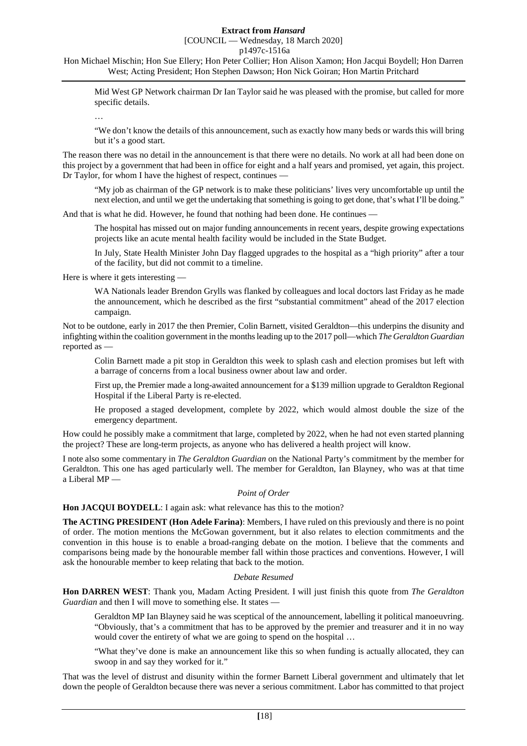> Mid West GP Network chairman Dr Ian Taylor said he was pleased with the promise, but called for more specific details.
>
> …
>
> "We don't know the details of this announcement, such as exactly how many beds or wards this will bring but it's a good start.

The reason there was no detail in the announcement is that there were no details. No work at all had been done on this project by a government that had been in office for eight and a half years and promised, yet again, this project. Dr Taylor, for whom I have the highest of respect, continues —

> "My job as chairman of the GP network is to make these politicians' lives very uncomfortable up until the next election, and until we get the undertaking that something is going to get done, that's what I'll be doing."

And that is what he did. However, he found that nothing had been done. He continues —

> The hospital has missed out on major funding announcements in recent years, despite growing expectations projects like an acute mental health facility would be included in the State Budget.
>
> In July, State Health Minister John Day flagged upgrades to the hospital as a "high priority" after a tour of the facility, but did not commit to a timeline.

Here is where it gets interesting —

> WA Nationals leader Brendon Grylls was flanked by colleagues and local doctors last Friday as he made the announcement, which he described as the first "substantial commitment" ahead of the 2017 election campaign.

Not to be outdone, early in 2017 the then Premier, Colin Barnett, visited Geraldton—this underpins the disunity and infighting within the coalition government in the months leading up to the 2017 poll—which *The Geraldton Guardian* reported as —

> Colin Barnett made a pit stop in Geraldton this week to splash cash and election promises but left with a barrage of concerns from a local business owner about law and order.
>
> First up, the Premier made a long-awaited announcement for a $139 million upgrade to Geraldton Regional Hospital if the Liberal Party is re-elected.
>
> He proposed a staged development, complete by 2022, which would almost double the size of the emergency department.

How could he possibly make a commitment that large, completed by 2022, when he had not even started planning the project? These are long-term projects, as anyone who has delivered a health project will know.

I note also some commentary in *The Geraldton Guardian* on the National Party's commitment by the member for Geraldton. This one has aged particularly well. The member for Geraldton, Ian Blayney, who was at that time a Liberal MP —

*Point of Order*

**Hon JACQUI BOYDELL**: I again ask: what relevance has this to the motion?

**The ACTING PRESIDENT (Hon Adele Farina)**: Members, I have ruled on this previously and there is no point of order. The motion mentions the McGowan government, but it also relates to election commitments and the convention in this house is to enable a broad-ranging debate on the motion. I believe that the comments and comparisons being made by the honourable member fall within those practices and conventions. However, I will ask the honourable member to keep relating that back to the motion.

*Debate Resumed*

**Hon DARREN WEST**: Thank you, Madam Acting President. I will just finish this quote from *The Geraldton Guardian* and then I will move to something else. It states —

> Geraldton MP Ian Blayney said he was sceptical of the announcement, labelling it political manoeuvring. "Obviously, that's a commitment that has to be approved by the premier and treasurer and it in no way would cover the entirety of what we are going to spend on the hospital …
>
> "What they've done is make an announcement like this so when funding is actually allocated, they can swoop in and say they worked for it."

That was the level of distrust and disunity within the former Barnett Liberal government and ultimately that let down the people of Geraldton because there was never a serious commitment. Labor has committed to that project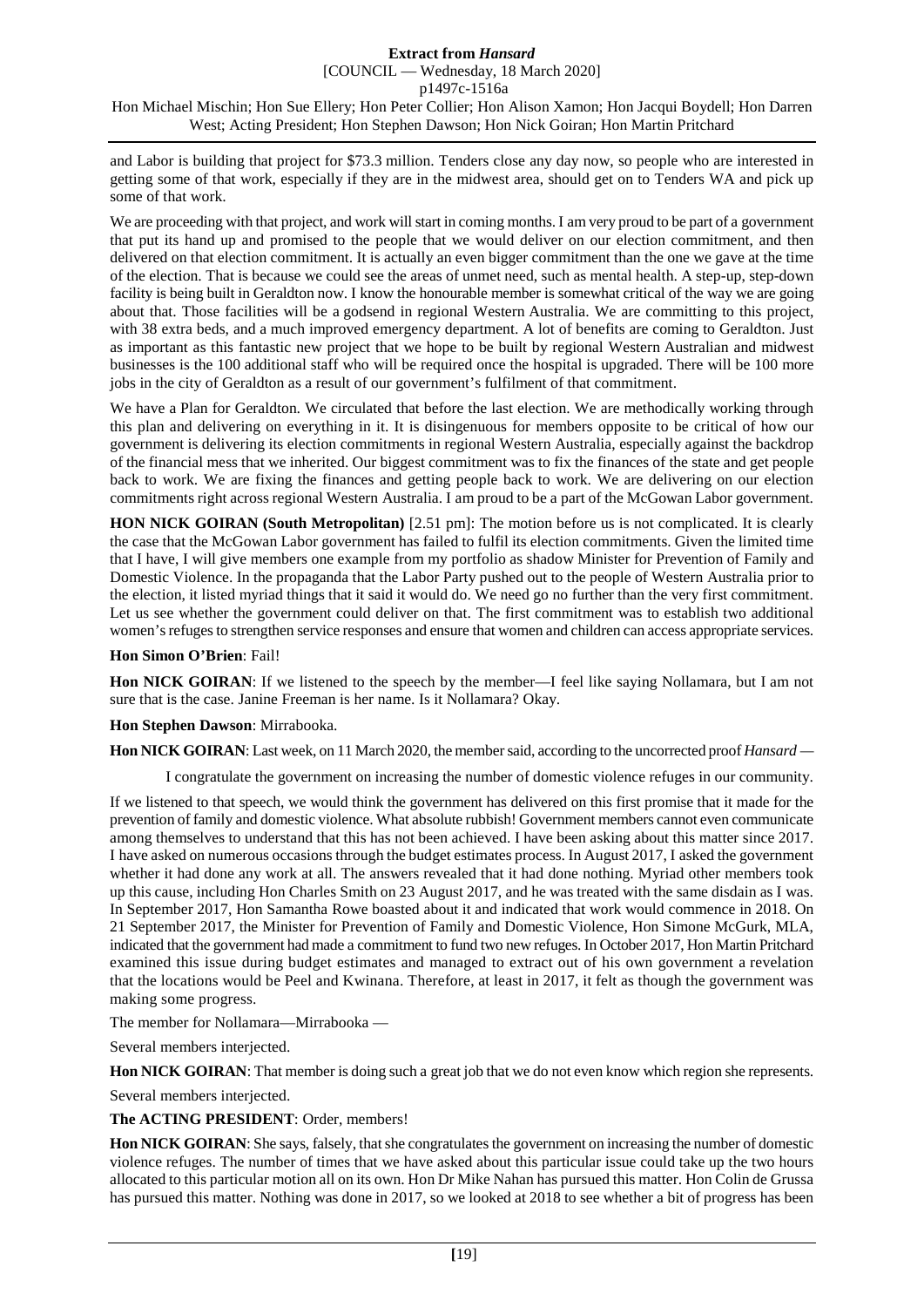and Labor is building that project for $73.3 million. Tenders close any day now, so people who are interested in getting some of that work, especially if they are in the midwest area, should get on to Tenders WA and pick up some of that work.

We are proceeding with that project, and work will start in coming months. I am very proud to be part of a government that put its hand up and promised to the people that we would deliver on our election commitment, and then delivered on that election commitment. It is actually an even bigger commitment than the one we gave at the time of the election. That is because we could see the areas of unmet need, such as mental health. A step-up, step-down facility is being built in Geraldton now. I know the honourable member is somewhat critical of the way we are going about that. Those facilities will be a godsend in regional Western Australia. We are committing to this project, with 38 extra beds, and a much improved emergency department. A lot of benefits are coming to Geraldton. Just as important as this fantastic new project that we hope to be built by regional Western Australian and midwest businesses is the 100 additional staff who will be required once the hospital is upgraded. There will be 100 more jobs in the city of Geraldton as a result of our government's fulfilment of that commitment.

We have a Plan for Geraldton. We circulated that before the last election. We are methodically working through this plan and delivering on everything in it. It is disingenuous for members opposite to be critical of how our government is delivering its election commitments in regional Western Australia, especially against the backdrop of the financial mess that we inherited. Our biggest commitment was to fix the finances of the state and get people back to work. We are fixing the finances and getting people back to work. We are delivering on our election commitments right across regional Western Australia. I am proud to be a part of the McGowan Labor government.

**HON NICK GOIRAN (South Metropolitan)** [2.51 pm]: The motion before us is not complicated. It is clearly the case that the McGowan Labor government has failed to fulfil its election commitments. Given the limited time that I have, I will give members one example from my portfolio as shadow Minister for Prevention of Family and Domestic Violence. In the propaganda that the Labor Party pushed out to the people of Western Australia prior to the election, it listed myriad things that it said it would do. We need go no further than the very first commitment. Let us see whether the government could deliver on that. The first commitment was to establish two additional women's refuges to strengthen service responses and ensure that women and children can access appropriate services.

**Hon Simon O'Brien**: Fail!

**Hon NICK GOIRAN**: If we listened to the speech by the member—I feel like saying Nollamara, but I am not sure that is the case. Janine Freeman is her name. Is it Nollamara? Okay.

**Hon Stephen Dawson**: Mirrabooka.

**Hon NICK GOIRAN**: Last week, on 11 March 2020, the member said, according to the uncorrected proof *Hansard* —

> I congratulate the government on increasing the number of domestic violence refuges in our community.

If we listened to that speech, we would think the government has delivered on this first promise that it made for the prevention of family and domestic violence. What absolute rubbish! Government members cannot even communicate among themselves to understand that this has not been achieved. I have been asking about this matter since 2017. I have asked on numerous occasions through the budget estimates process. In August 2017, I asked the government whether it had done any work at all. The answers revealed that it had done nothing. Myriad other members took up this cause, including Hon Charles Smith on 23 August 2017, and he was treated with the same disdain as I was. In September 2017, Hon Samantha Rowe boasted about it and indicated that work would commence in 2018. On 21 September 2017, the Minister for Prevention of Family and Domestic Violence, Hon Simone McGurk, MLA, indicated that the government had made a commitment to fund two new refuges. In October 2017, Hon Martin Pritchard examined this issue during budget estimates and managed to extract out of his own government a revelation that the locations would be Peel and Kwinana. Therefore, at least in 2017, it felt as though the government was making some progress.

The member for Nollamara—Mirrabooka —

Several members interjected.

**Hon NICK GOIRAN**: That member is doing such a great job that we do not even know which region she represents.

Several members interjected.

**The ACTING PRESIDENT**: Order, members!

**Hon NICK GOIRAN**: She says, falsely, that she congratulates the government on increasing the number of domestic violence refuges. The number of times that we have asked about this particular issue could take up the two hours allocated to this particular motion all on its own. Hon Dr Mike Nahan has pursued this matter. Hon Colin de Grussa has pursued this matter. Nothing was done in 2017, so we looked at 2018 to see whether a bit of progress has been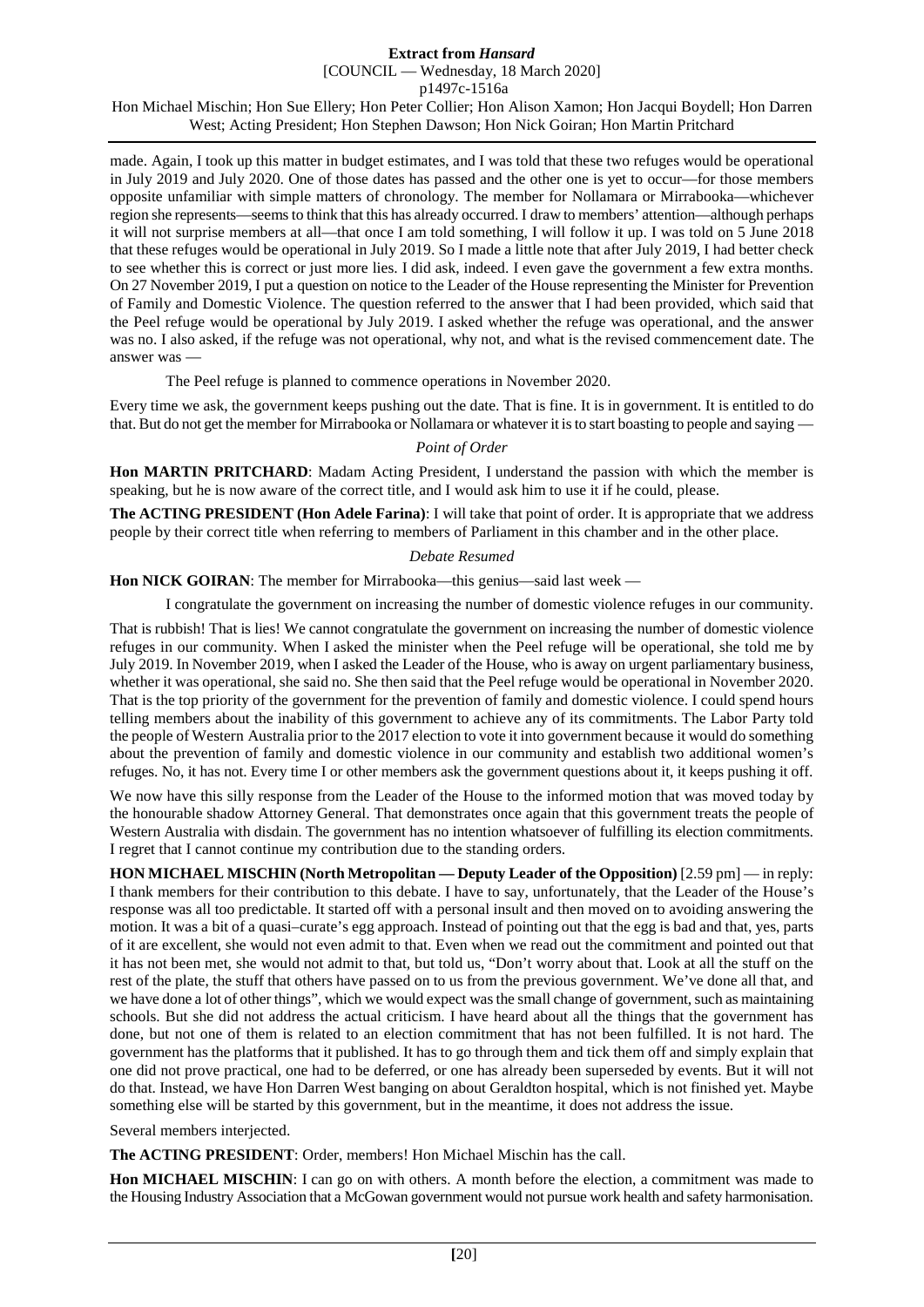made. Again, I took up this matter in budget estimates, and I was told that these two refuges would be operational in July 2019 and July 2020. One of those dates has passed and the other one is yet to occur—for those members opposite unfamiliar with simple matters of chronology. The member for Nollamara or Mirrabooka—whichever region she represents—seems to think that this has already occurred. I draw to members' attention—although perhaps it will not surprise members at all—that once I am told something, I will follow it up. I was told on 5 June 2018 that these refuges would be operational in July 2019. So I made a little note that after July 2019, I had better check to see whether this is correct or just more lies. I did ask, indeed. I even gave the government a few extra months. On 27 November 2019, I put a question on notice to the Leader of the House representing the Minister for Prevention of Family and Domestic Violence. The question referred to the answer that I had been provided, which said that the Peel refuge would be operational by July 2019. I asked whether the refuge was operational, and the answer was no. I also asked, if the refuge was not operational, why not, and what is the revised commencement date. The answer was —

> The Peel refuge is planned to commence operations in November 2020.

Every time we ask, the government keeps pushing out the date. That is fine. It is in government. It is entitled to do that. But do not get the member for Mirrabooka or Nollamara or whatever it is to start boasting to people and saying —

*Point of Order*

**Hon MARTIN PRITCHARD**: Madam Acting President, I understand the passion with which the member is speaking, but he is now aware of the correct title, and I would ask him to use it if he could, please.

**The ACTING PRESIDENT (Hon Adele Farina)**: I will take that point of order. It is appropriate that we address people by their correct title when referring to members of Parliament in this chamber and in the other place.

*Debate Resumed*

**Hon NICK GOIRAN**: The member for Mirrabooka—this genius—said last week —

> I congratulate the government on increasing the number of domestic violence refuges in our community.

That is rubbish! That is lies! We cannot congratulate the government on increasing the number of domestic violence refuges in our community. When I asked the minister when the Peel refuge will be operational, she told me by July 2019. In November 2019, when I asked the Leader of the House, who is away on urgent parliamentary business, whether it was operational, she said no. She then said that the Peel refuge would be operational in November 2020. That is the top priority of the government for the prevention of family and domestic violence. I could spend hours telling members about the inability of this government to achieve any of its commitments. The Labor Party told the people of Western Australia prior to the 2017 election to vote it into government because it would do something about the prevention of family and domestic violence in our community and establish two additional women's refuges. No, it has not. Every time I or other members ask the government questions about it, it keeps pushing it off.

We now have this silly response from the Leader of the House to the informed motion that was moved today by the honourable shadow Attorney General. That demonstrates once again that this government treats the people of Western Australia with disdain. The government has no intention whatsoever of fulfilling its election commitments. I regret that I cannot continue my contribution due to the standing orders.

**HON MICHAEL MISCHIN (North Metropolitan — Deputy Leader of the Opposition)** [2.59 pm] — in reply: I thank members for their contribution to this debate. I have to say, unfortunately, that the Leader of the House's response was all too predictable. It started off with a personal insult and then moved on to avoiding answering the motion. It was a bit of a quasi–curate's egg approach. Instead of pointing out that the egg is bad and that, yes, parts of it are excellent, she would not even admit to that. Even when we read out the commitment and pointed out that it has not been met, she would not admit to that, but told us, "Don't worry about that. Look at all the stuff on the rest of the plate, the stuff that others have passed on to us from the previous government. We've done all that, and we have done a lot of other things", which we would expect was the small change of government, such as maintaining schools. But she did not address the actual criticism. I have heard about all the things that the government has done, but not one of them is related to an election commitment that has not been fulfilled. It is not hard. The government has the platforms that it published. It has to go through them and tick them off and simply explain that one did not prove practical, one had to be deferred, or one has already been superseded by events. But it will not do that. Instead, we have Hon Darren West banging on about Geraldton hospital, which is not finished yet. Maybe something else will be started by this government, but in the meantime, it does not address the issue.

Several members interjected.

**The ACTING PRESIDENT**: Order, members! Hon Michael Mischin has the call.

**Hon MICHAEL MISCHIN**: I can go on with others. A month before the election, a commitment was made to the Housing Industry Association that a McGowan government would not pursue work health and safety harmonisation.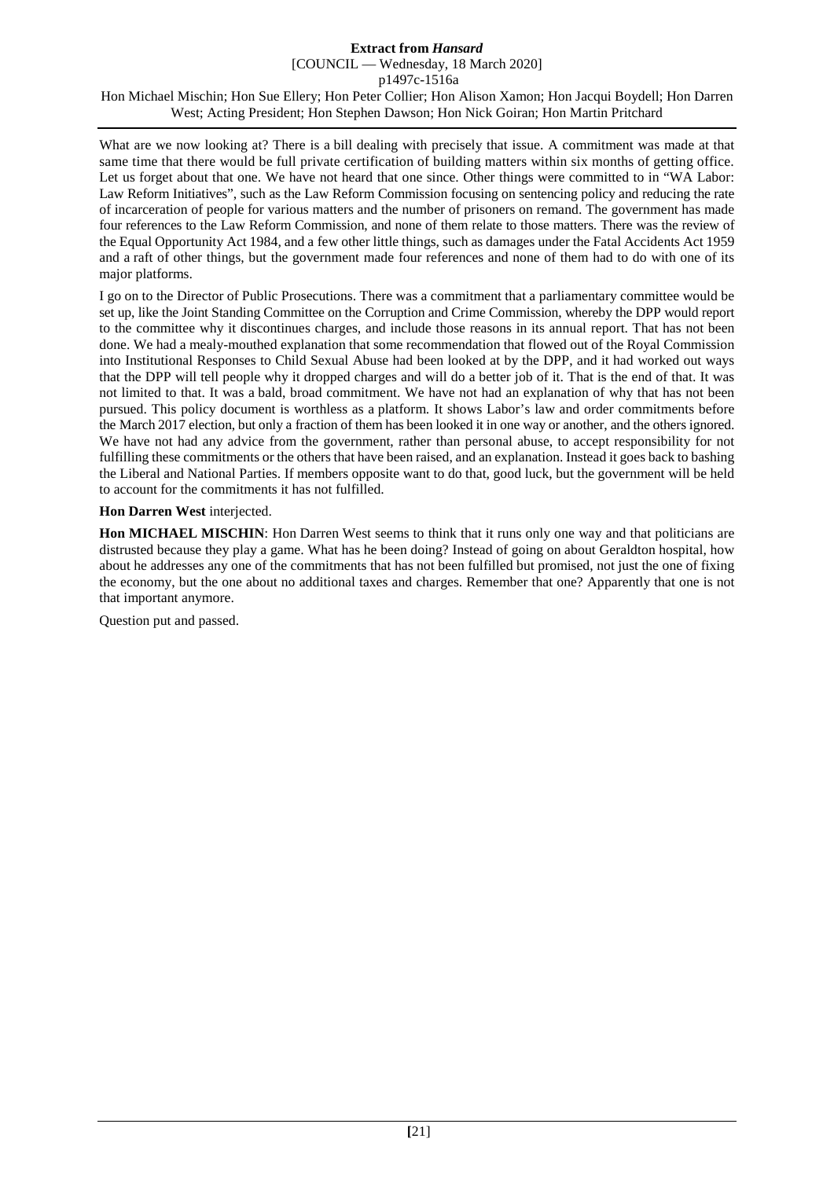What are we now looking at? There is a bill dealing with precisely that issue. A commitment was made at that same time that there would be full private certification of building matters within six months of getting office. Let us forget about that one. We have not heard that one since. Other things were committed to in "WA Labor: Law Reform Initiatives", such as the Law Reform Commission focusing on sentencing policy and reducing the rate of incarceration of people for various matters and the number of prisoners on remand. The government has made four references to the Law Reform Commission, and none of them relate to those matters. There was the review of the Equal Opportunity Act 1984, and a few other little things, such as damages under the Fatal Accidents Act 1959 and a raft of other things, but the government made four references and none of them had to do with one of its major platforms.

I go on to the Director of Public Prosecutions. There was a commitment that a parliamentary committee would be set up, like the Joint Standing Committee on the Corruption and Crime Commission, whereby the DPP would report to the committee why it discontinues charges, and include those reasons in its annual report. That has not been done. We had a mealy-mouthed explanation that some recommendation that flowed out of the Royal Commission into Institutional Responses to Child Sexual Abuse had been looked at by the DPP, and it had worked out ways that the DPP will tell people why it dropped charges and will do a better job of it. That is the end of that. It was not limited to that. It was a bald, broad commitment. We have not had an explanation of why that has not been pursued. This policy document is worthless as a platform. It shows Labor's law and order commitments before the March 2017 election, but only a fraction of them has been looked it in one way or another, and the others ignored. We have not had any advice from the government, rather than personal abuse, to accept responsibility for not fulfilling these commitments or the others that have been raised, and an explanation. Instead it goes back to bashing the Liberal and National Parties. If members opposite want to do that, good luck, but the government will be held to account for the commitments it has not fulfilled.

**Hon Darren West** interjected.

**Hon MICHAEL MISCHIN**: Hon Darren West seems to think that it runs only one way and that politicians are distrusted because they play a game. What has he been doing? Instead of going on about Geraldton hospital, how about he addresses any one of the commitments that has not been fulfilled but promised, not just the one of fixing the economy, but the one about no additional taxes and charges. Remember that one? Apparently that one is not that important anymore.

Question put and passed.